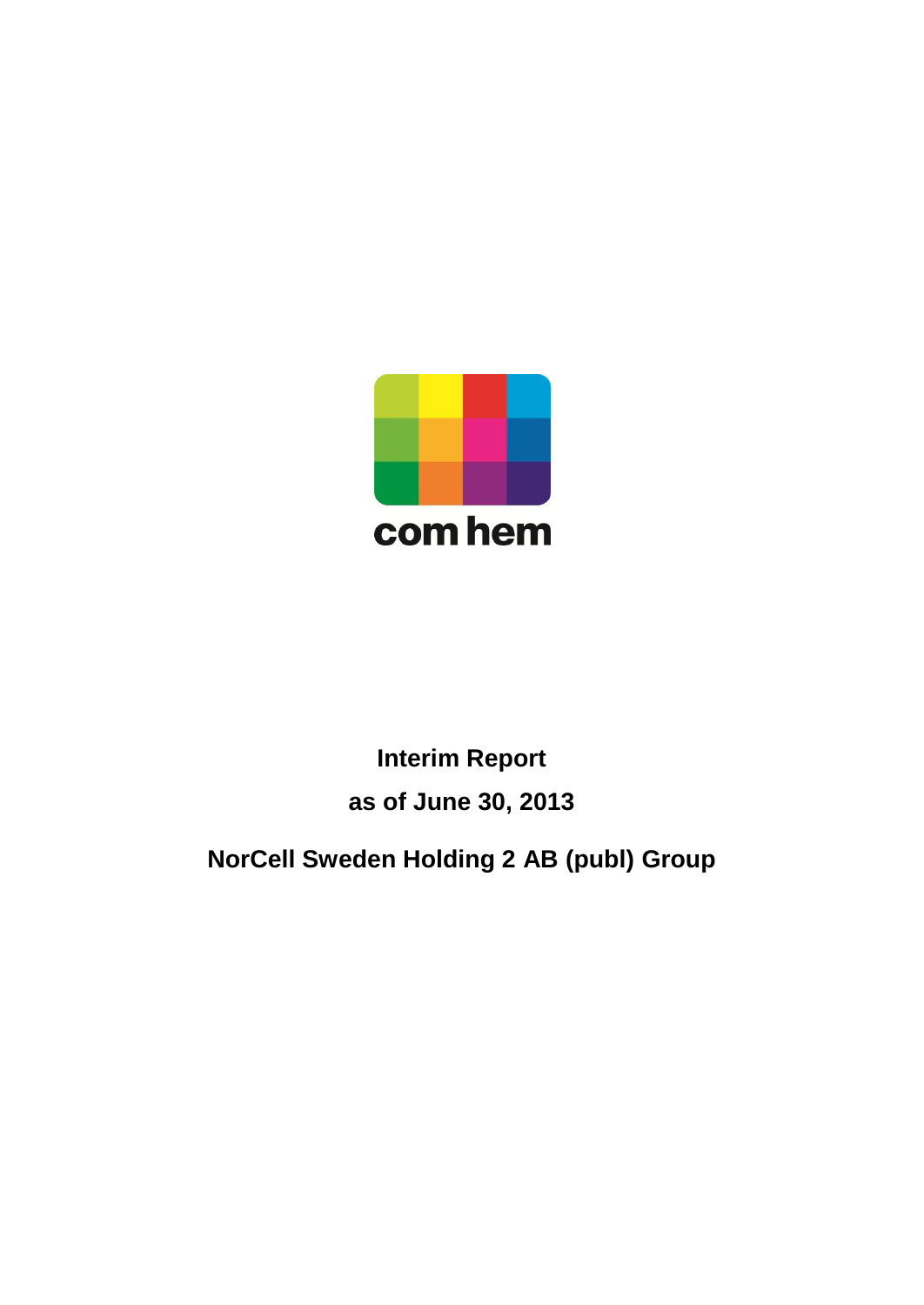com hem

# Interim Report

## as of June 30, 2013

## NorCell Sweden Holding 2 AB (publ) Group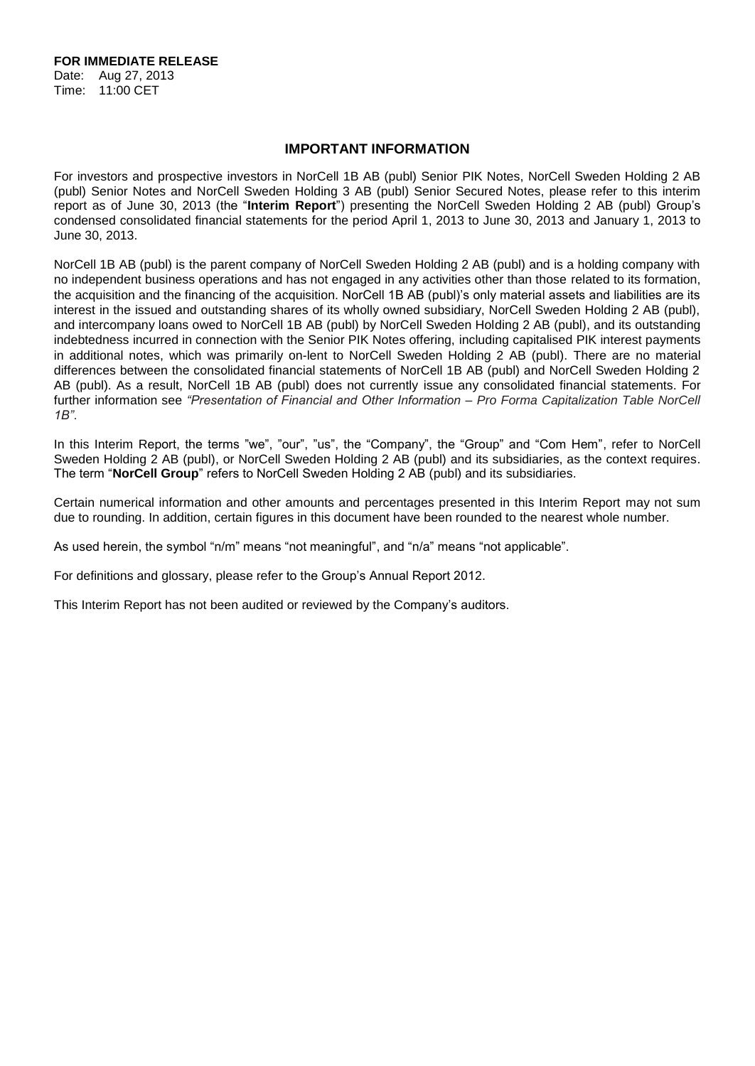**FOR IMMEDIATE RELEASE**
Date: Aug 27, 2013
Time: 11:00 CET

## IMPORTANT INFORMATION

For investors and prospective investors in NorCell 1B AB (publ) Senior PIK Notes, NorCell Sweden Holding 2 AB (publ) Senior Notes and NorCell Sweden Holding 3 AB (publ) Senior Secured Notes, please refer to this interim report as of June 30, 2013 (the "**Interim Report**") presenting the NorCell Sweden Holding 2 AB (publ) Group's condensed consolidated financial statements for the period April 1, 2013 to June 30, 2013 and January 1, 2013 to June 30, 2013.

NorCell 1B AB (publ) is the parent company of NorCell Sweden Holding 2 AB (publ) and is a holding company with no independent business operations and has not engaged in any activities other than those related to its formation, the acquisition and the financing of the acquisition. NorCell 1B AB (publ)'s only material assets and liabilities are its interest in the issued and outstanding shares of its wholly owned subsidiary, NorCell Sweden Holding 2 AB (publ), and intercompany loans owed to NorCell 1B AB (publ) by NorCell Sweden Holding 2 AB (publ), and its outstanding indebtedness incurred in connection with the Senior PIK Notes offering, including capitalised PIK interest payments in additional notes, which was primarily on-lent to NorCell Sweden Holding 2 AB (publ). There are no material differences between the consolidated financial statements of NorCell 1B AB (publ) and NorCell Sweden Holding 2 AB (publ). As a result, NorCell 1B AB (publ) does not currently issue any consolidated financial statements. For further information see *"Presentation of Financial and Other Information – Pro Forma Capitalization Table NorCell 1B"*.

In this Interim Report, the terms "we", "our", "us", the "Company", the "Group" and "Com Hem", refer to NorCell Sweden Holding 2 AB (publ), or NorCell Sweden Holding 2 AB (publ) and its subsidiaries, as the context requires. The term "**NorCell Group**" refers to NorCell Sweden Holding 2 AB (publ) and its subsidiaries.

Certain numerical information and other amounts and percentages presented in this Interim Report may not sum due to rounding. In addition, certain figures in this document have been rounded to the nearest whole number.

As used herein, the symbol "n/m" means "not meaningful", and "n/a" means "not applicable".

For definitions and glossary, please refer to the Group's Annual Report 2012.

This Interim Report has not been audited or reviewed by the Company's auditors.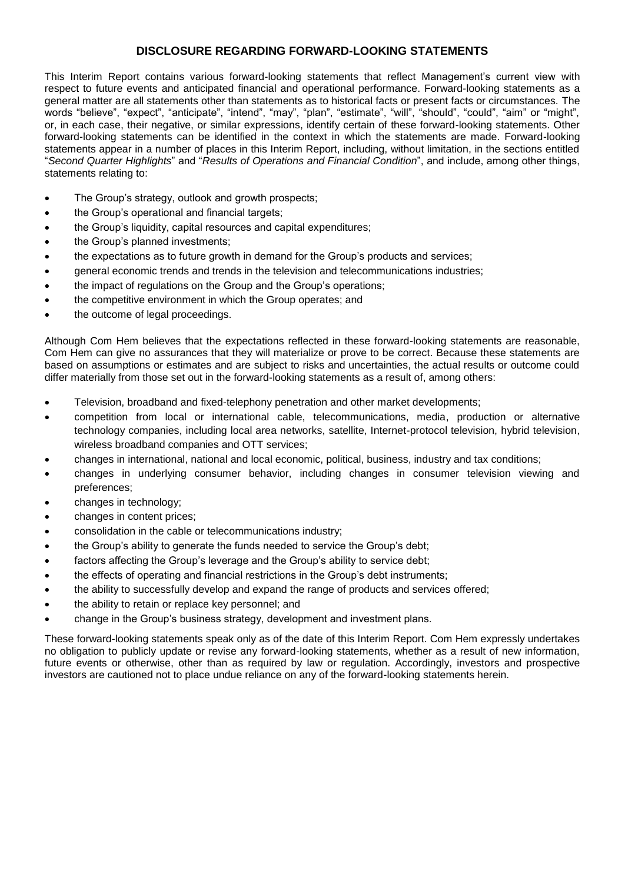## DISCLOSURE REGARDING FORWARD-LOOKING STATEMENTS

This Interim Report contains various forward-looking statements that reflect Management's current view with respect to future events and anticipated financial and operational performance. Forward-looking statements as a general matter are all statements other than statements as to historical facts or present facts or circumstances. The words "believe", "expect", "anticipate", "intend", "may", "plan", "estimate", "will", "should", "could", "aim" or "might", or, in each case, their negative, or similar expressions, identify certain of these forward-looking statements. Other forward-looking statements can be identified in the context in which the statements are made. Forward-looking statements appear in a number of places in this Interim Report, including, without limitation, in the sections entitled "*Second Quarter Highlights*" and "*Results of Operations and Financial Condition*", and include, among other things, statements relating to:

- The Group's strategy, outlook and growth prospects;
- the Group's operational and financial targets;
- the Group's liquidity, capital resources and capital expenditures;
- the Group's planned investments;
- the expectations as to future growth in demand for the Group's products and services;
- general economic trends and trends in the television and telecommunications industries;
- the impact of regulations on the Group and the Group's operations;
- the competitive environment in which the Group operates; and
- the outcome of legal proceedings.

Although Com Hem believes that the expectations reflected in these forward-looking statements are reasonable, Com Hem can give no assurances that they will materialize or prove to be correct. Because these statements are based on assumptions or estimates and are subject to risks and uncertainties, the actual results or outcome could differ materially from those set out in the forward-looking statements as a result of, among others:

- Television, broadband and fixed-telephony penetration and other market developments;
- competition from local or international cable, telecommunications, media, production or alternative technology companies, including local area networks, satellite, Internet-protocol television, hybrid television, wireless broadband companies and OTT services;
- changes in international, national and local economic, political, business, industry and tax conditions;
- changes in underlying consumer behavior, including changes in consumer television viewing and preferences;
- changes in technology;
- changes in content prices;
- consolidation in the cable or telecommunications industry;
- the Group's ability to generate the funds needed to service the Group's debt;
- factors affecting the Group's leverage and the Group's ability to service debt;
- the effects of operating and financial restrictions in the Group's debt instruments;
- the ability to successfully develop and expand the range of products and services offered;
- the ability to retain or replace key personnel; and
- change in the Group's business strategy, development and investment plans.

These forward-looking statements speak only as of the date of this Interim Report. Com Hem expressly undertakes no obligation to publicly update or revise any forward-looking statements, whether as a result of new information, future events or otherwise, other than as required by law or regulation. Accordingly, investors and prospective investors are cautioned not to place undue reliance on any of the forward-looking statements herein.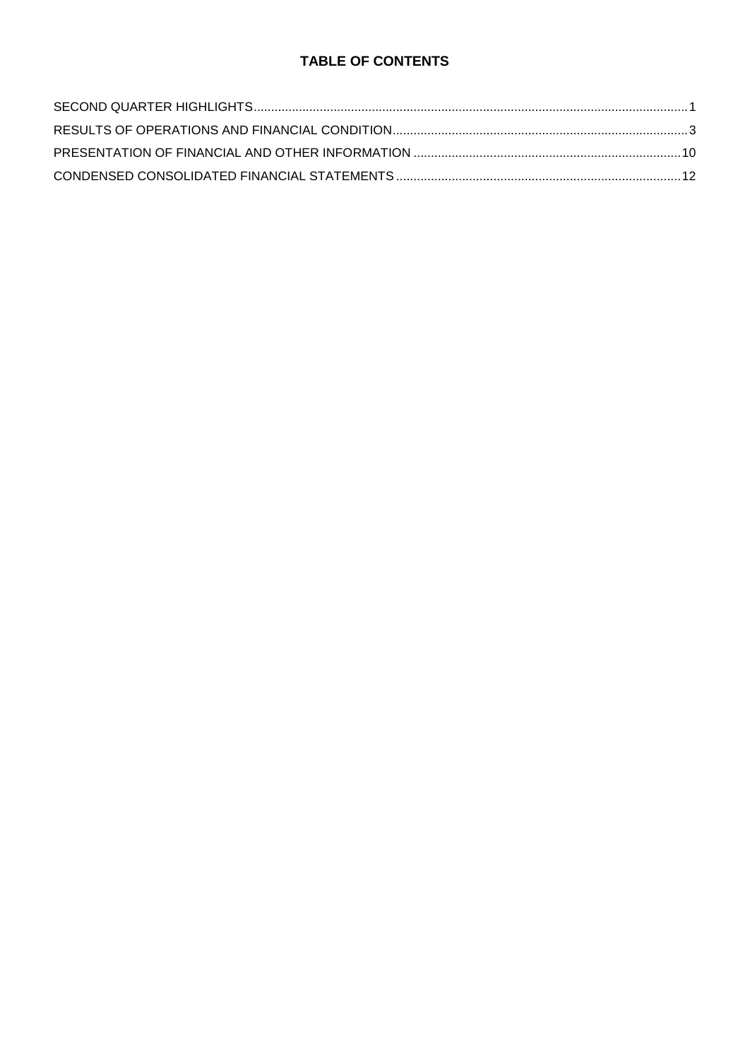# TABLE OF CONTENTS

SECOND QUARTER HIGHLIGHTS ........................................................ 1

RESULTS OF OPERATIONS AND FINANCIAL CONDITION ........................................................ 3

PRESENTATION OF FINANCIAL AND OTHER INFORMATION ........................................................ 10

CONDENSED CONSOLIDATED FINANCIAL STATEMENTS ........................................................ 12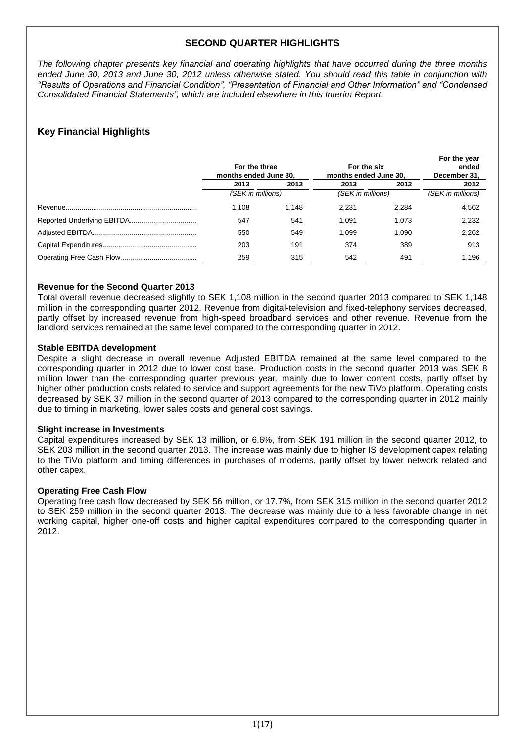## SECOND QUARTER HIGHLIGHTS

*The following chapter presents key financial and operating highlights that have occurred during the three months ended June 30, 2013 and June 30, 2012 unless otherwise stated. You should read this table in conjunction with "Results of Operations and Financial Condition", "Presentation of Financial and Other Information" and "Condensed Consolidated Financial Statements", which are included elsewhere in this Interim Report.*

## Key Financial Highlights

| | For the three months ended June 30, | | For the six months ended June 30, | | For the year ended December 31, |
|---|---|---|---|---|---|
| | 2013 | 2012 | 2013 | 2012 | 2012 |
| | (SEK in millions) | | (SEK in millions) | | (SEK in millions) |
| Revenue | 1,108 | 1,148 | 2,231 | 2,284 | 4,562 |
| Reported Underlying EBITDA | 547 | 541 | 1,091 | 1,073 | 2,232 |
| Adjusted EBITDA | 550 | 549 | 1,099 | 1,090 | 2,262 |
| Capital Expenditures | 203 | 191 | 374 | 389 | 913 |
| Operating Free Cash Flow | 259 | 315 | 542 | 491 | 1,196 |

**Revenue for the Second Quarter 2013**

Total overall revenue decreased slightly to SEK 1,108 million in the second quarter 2013 compared to SEK 1,148 million in the corresponding quarter 2012. Revenue from digital-television and fixed-telephony services decreased, partly offset by increased revenue from high-speed broadband services and other revenue. Revenue from the landlord services remained at the same level compared to the corresponding quarter in 2012.

**Stable EBITDA development**

Despite a slight decrease in overall revenue Adjusted EBITDA remained at the same level compared to the corresponding quarter in 2012 due to lower cost base. Production costs in the second quarter 2013 was SEK 8 million lower than the corresponding quarter previous year, mainly due to lower content costs, partly offset by higher other production costs related to service and support agreements for the new TiVo platform. Operating costs decreased by SEK 37 million in the second quarter of 2013 compared to the corresponding quarter in 2012 mainly due to timing in marketing, lower sales costs and general cost savings.

**Slight increase in Investments**

Capital expenditures increased by SEK 13 million, or 6.6%, from SEK 191 million in the second quarter 2012, to SEK 203 million in the second quarter 2013. The increase was mainly due to higher IS development capex relating to the TiVo platform and timing differences in purchases of modems, partly offset by lower network related and other capex.

**Operating Free Cash Flow**

Operating free cash flow decreased by SEK 56 million, or 17.7%, from SEK 315 million in the second quarter 2012 to SEK 259 million in the second quarter 2013. The decrease was mainly due to a less favorable change in net working capital, higher one-off costs and higher capital expenditures compared to the corresponding quarter in 2012.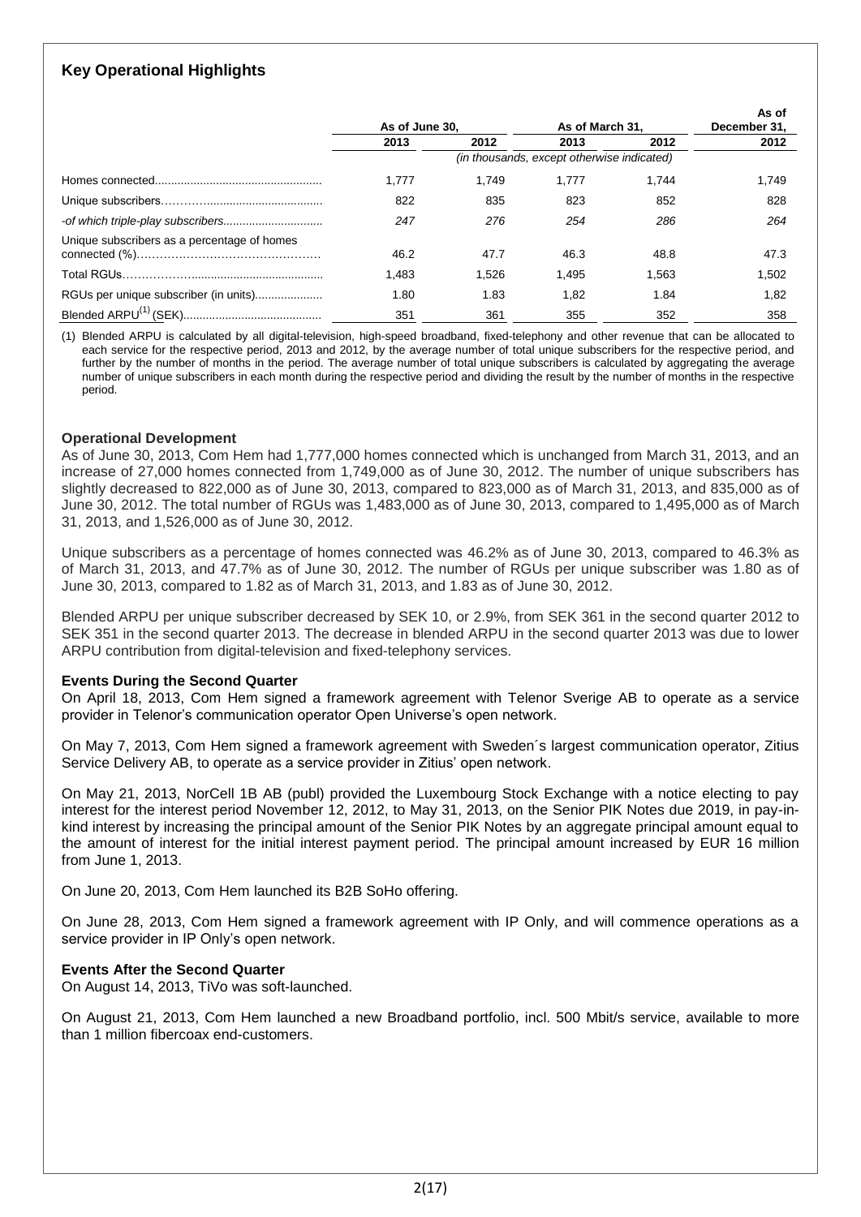## Key Operational Highlights

| | As of June 30, | | As of March 31, | | As of December 31, |
|---|---|---|---|---|---|
| | 2013 | 2012 | 2013 | 2012 | 2012 |
| | *(in thousands, except otherwise indicated)* | | | | |
| Homes connected | 1,777 | 1,749 | 1,777 | 1,744 | 1,749 |
| Unique subscribers | 822 | 835 | 823 | 852 | 828 |
| *-of which triple-play subscribers* | *247* | *276* | *254* | *286* | *264* |
| Unique subscribers as a percentage of homes connected (%) | 46.2 | 47.7 | 46.3 | 48.8 | 47.3 |
| Total RGUs | 1,483 | 1,526 | 1,495 | 1,563 | 1,502 |
| RGUs per unique subscriber (in units) | 1.80 | 1.83 | 1,82 | 1.84 | 1,82 |
| Blended ARPU[(1)] (SEK) | 351 | 361 | 355 | 352 | 358 |

(1) Blended ARPU is calculated by all digital-television, high-speed broadband, fixed-telephony and other revenue that can be allocated to each service for the respective period, 2013 and 2012, by the average number of total unique subscribers for the respective period, and further by the number of months in the period. The average number of total unique subscribers is calculated by aggregating the average number of unique subscribers in each month during the respective period and dividing the result by the number of months in the respective period.

### Operational Development

As of June 30, 2013, Com Hem had 1,777,000 homes connected which is unchanged from March 31, 2013, and an increase of 27,000 homes connected from 1,749,000 as of June 30, 2012. The number of unique subscribers has slightly decreased to 822,000 as of June 30, 2013, compared to 823,000 as of March 31, 2013, and 835,000 as of June 30, 2012. The total number of RGUs was 1,483,000 as of June 30, 2013, compared to 1,495,000 as of March 31, 2013, and 1,526,000 as of June 30, 2012.

Unique subscribers as a percentage of homes connected was 46.2% as of June 30, 2013, compared to 46.3% as of March 31, 2013, and 47.7% as of June 30, 2012. The number of RGUs per unique subscriber was 1.80 as of June 30, 2013, compared to 1.82 as of March 31, 2013, and 1.83 as of June 30, 2012.

Blended ARPU per unique subscriber decreased by SEK 10, or 2.9%, from SEK 361 in the second quarter 2012 to SEK 351 in the second quarter 2013. The decrease in blended ARPU in the second quarter 2013 was due to lower ARPU contribution from digital-television and fixed-telephony services.

### Events During the Second Quarter

On April 18, 2013, Com Hem signed a framework agreement with Telenor Sverige AB to operate as a service provider in Telenor's communication operator Open Universe's open network.

On May 7, 2013, Com Hem signed a framework agreement with Sweden´s largest communication operator, Zitius Service Delivery AB, to operate as a service provider in Zitius' open network.

On May 21, 2013, NorCell 1B AB (publ) provided the Luxembourg Stock Exchange with a notice electing to pay interest for the interest period November 12, 2012, to May 31, 2013, on the Senior PIK Notes due 2019, in pay-in-kind interest by increasing the principal amount of the Senior PIK Notes by an aggregate principal amount equal to the amount of interest for the initial interest payment period. The principal amount increased by EUR 16 million from June 1, 2013.

On June 20, 2013, Com Hem launched its B2B SoHo offering.

On June 28, 2013, Com Hem signed a framework agreement with IP Only, and will commence operations as a service provider in IP Only's open network.

### Events After the Second Quarter

On August 14, 2013, TiVo was soft-launched.

On August 21, 2013, Com Hem launched a new Broadband portfolio, incl. 500 Mbit/s service, available to more than 1 million fibercoax end-customers.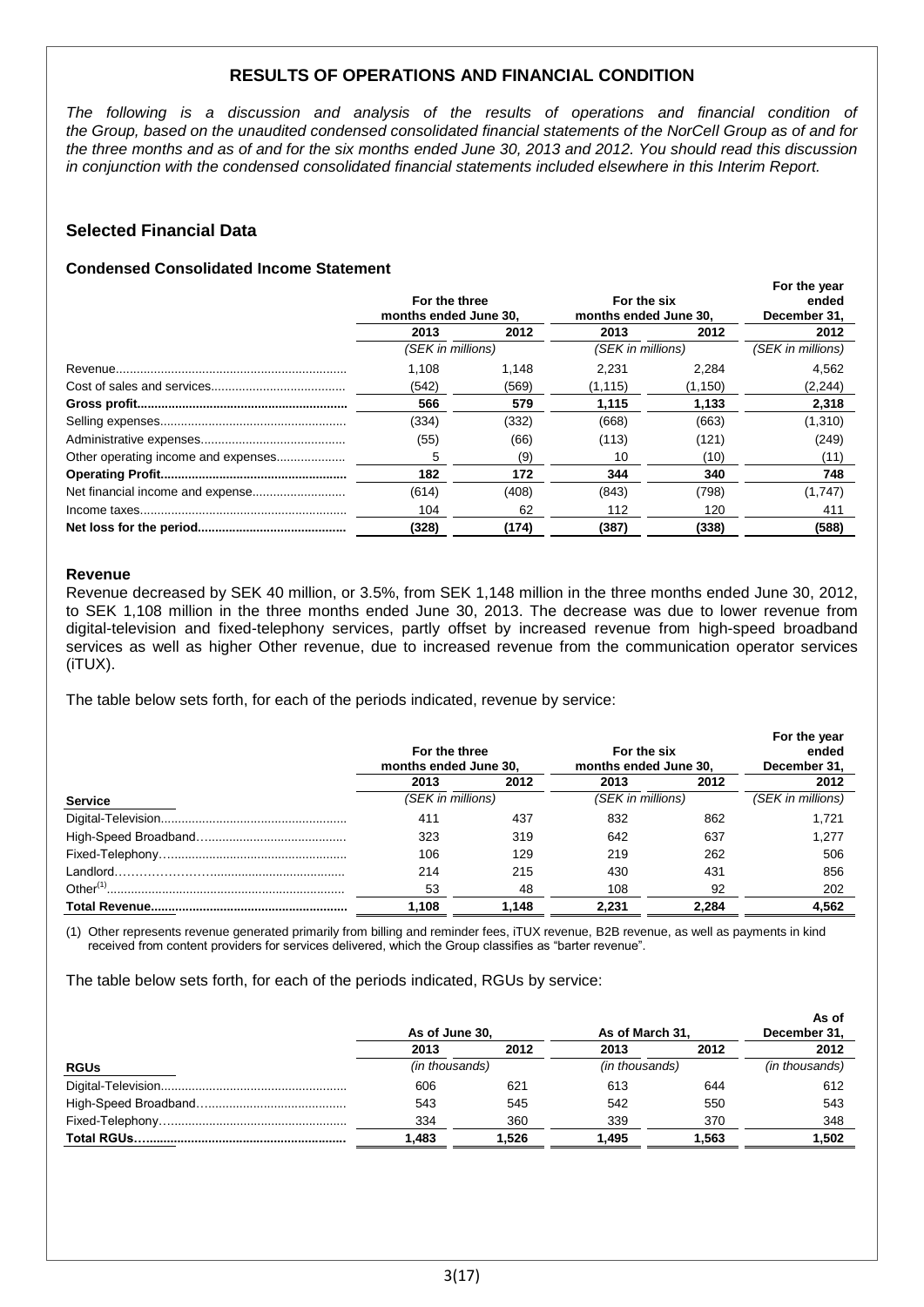## RESULTS OF OPERATIONS AND FINANCIAL CONDITION

*The following is a discussion and analysis of the results of operations and financial condition of the Group, based on the unaudited condensed consolidated financial statements of the NorCell Group as of and for the three months and as of and for the six months ended June 30, 2013 and 2012. You should read this discussion in conjunction with the condensed consolidated financial statements included elsewhere in this Interim Report.*

### Selected Financial Data

#### Condensed Consolidated Income Statement

| | For the three months ended June 30, | | For the six months ended June 30, | | For the year ended December 31, |
|---|---|---|---|---|---|
| | 2013 | 2012 | 2013 | 2012 | 2012 |
| | *(SEK in millions)* | | *(SEK in millions)* | | *(SEK in millions)* |
| Revenue | 1,108 | 1,148 | 2,231 | 2,284 | 4,562 |
| Cost of sales and services | (542) | (569) | (1,115) | (1,150) | (2,244) |
| **Gross profit** | **566** | **579** | **1,115** | **1,133** | **2,318** |
| Selling expenses | (334) | (332) | (668) | (663) | (1,310) |
| Administrative expenses | (55) | (66) | (113) | (121) | (249) |
| Other operating income and expenses | 5 | (9) | 10 | (10) | (11) |
| **Operating Profit** | **182** | **172** | **344** | **340** | **748** |
| Net financial income and expense | (614) | (408) | (843) | (798) | (1,747) |
| Income taxes | 104 | 62 | 112 | 120 | 411 |
| **Net loss for the period** | **(328)** | **(174)** | **(387)** | **(338)** | **(588)** |

#### Revenue

Revenue decreased by SEK 40 million, or 3.5%, from SEK 1,148 million in the three months ended June 30, 2012, to SEK 1,108 million in the three months ended June 30, 2013. The decrease was due to lower revenue from digital-television and fixed-telephony services, partly offset by increased revenue from high-speed broadband services as well as higher Other revenue, due to increased revenue from the communication operator services (iTUX).

The table below sets forth, for each of the periods indicated, revenue by service:

| | For the three months ended June 30, | | For the six months ended June 30, | | For the year ended December 31, |
|---|---|---|---|---|---|
| | 2013 | 2012 | 2013 | 2012 | 2012 |
| **Service** | *(SEK in millions)* | | *(SEK in millions)* | | *(SEK in millions)* |
| Digital-Television | 411 | 437 | 832 | 862 | 1,721 |
| High-Speed Broadband | 323 | 319 | 642 | 637 | 1,277 |
| Fixed-Telephony | 106 | 129 | 219 | 262 | 506 |
| Landlord | 214 | 215 | 430 | 431 | 856 |
| Other[(1)] | 53 | 48 | 108 | 92 | 202 |
| **Total Revenue** | **1,108** | **1,148** | **2,231** | **2,284** | **4,562** |

(1) Other represents revenue generated primarily from billing and reminder fees, iTUX revenue, B2B revenue, as well as payments in kind received from content providers for services delivered, which the Group classifies as "barter revenue".

The table below sets forth, for each of the periods indicated, RGUs by service:

| | As of June 30, | | As of March 31, | | As of December 31, |
|---|---|---|---|---|---|
| | 2013 | 2012 | 2013 | 2012 | 2012 |
| **RGUs** | *(in thousands)* | | *(in thousands)* | | *(in thousands)* |
| Digital-Television | 606 | 621 | 613 | 644 | 612 |
| High-Speed Broadband | 543 | 545 | 542 | 550 | 543 |
| Fixed-Telephony | 334 | 360 | 339 | 370 | 348 |
| **Total RGUs** | **1,483** | **1,526** | **1,495** | **1,563** | **1,502** |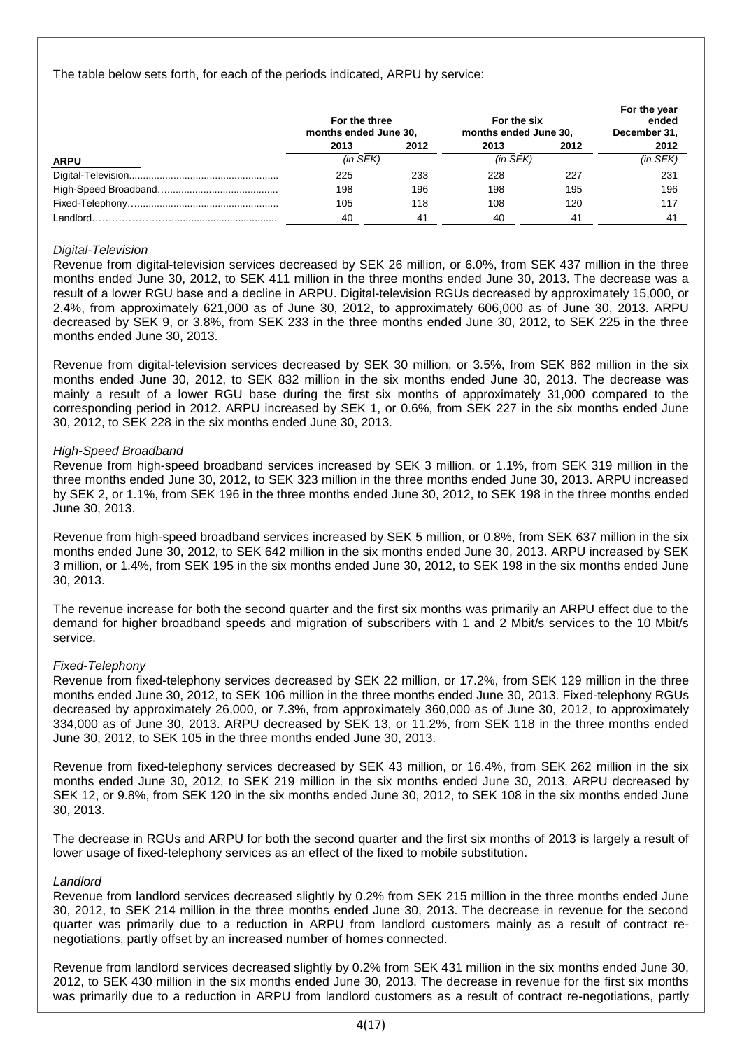The table below sets forth, for each of the periods indicated, ARPU by service:

| ARPU | For the three months ended June 30, | | For the six months ended June 30, | | For the year ended December 31, |
|---|---|---|---|---|---|
| | 2013 | 2012 | 2013 | 2012 | 2012 |
| | (in SEK) | | (in SEK) | | (in SEK) |
| Digital-Television | 225 | 233 | 228 | 227 | 231 |
| High-Speed Broadband | 198 | 196 | 198 | 195 | 196 |
| Fixed-Telephony | 105 | 118 | 108 | 120 | 117 |
| Landlord | 40 | 41 | 40 | 41 | 41 |

*Digital-Television*

Revenue from digital-television services decreased by SEK 26 million, or 6.0%, from SEK 437 million in the three months ended June 30, 2012, to SEK 411 million in the three months ended June 30, 2013. The decrease was a result of a lower RGU base and a decline in ARPU. Digital-television RGUs decreased by approximately 15,000, or 2.4%, from approximately 621,000 as of June 30, 2012, to approximately 606,000 as of June 30, 2013. ARPU decreased by SEK 9, or 3.8%, from SEK 233 in the three months ended June 30, 2012, to SEK 225 in the three months ended June 30, 2013.

Revenue from digital-television services decreased by SEK 30 million, or 3.5%, from SEK 862 million in the six months ended June 30, 2012, to SEK 832 million in the six months ended June 30, 2013. The decrease was mainly a result of a lower RGU base during the first six months of approximately 31,000 compared to the corresponding period in 2012. ARPU increased by SEK 1, or 0.6%, from SEK 227 in the six months ended June 30, 2012, to SEK 228 in the six months ended June 30, 2013.

*High-Speed Broadband*

Revenue from high-speed broadband services increased by SEK 3 million, or 1.1%, from SEK 319 million in the three months ended June 30, 2012, to SEK 323 million in the three months ended June 30, 2013. ARPU increased by SEK 2, or 1.1%, from SEK 196 in the three months ended June 30, 2012, to SEK 198 in the three months ended June 30, 2013.

Revenue from high-speed broadband services increased by SEK 5 million, or 0.8%, from SEK 637 million in the six months ended June 30, 2012, to SEK 642 million in the six months ended June 30, 2013. ARPU increased by SEK 3 million, or 1.4%, from SEK 195 in the six months ended June 30, 2012, to SEK 198 in the six months ended June 30, 2013.

The revenue increase for both the second quarter and the first six months was primarily an ARPU effect due to the demand for higher broadband speeds and migration of subscribers with 1 and 2 Mbit/s services to the 10 Mbit/s service.

*Fixed-Telephony*

Revenue from fixed-telephony services decreased by SEK 22 million, or 17.2%, from SEK 129 million in the three months ended June 30, 2012, to SEK 106 million in the three months ended June 30, 2013. Fixed-telephony RGUs decreased by approximately 26,000, or 7.3%, from approximately 360,000 as of June 30, 2012, to approximately 334,000 as of June 30, 2013. ARPU decreased by SEK 13, or 11.2%, from SEK 118 in the three months ended June 30, 2012, to SEK 105 in the three months ended June 30, 2013.

Revenue from fixed-telephony services decreased by SEK 43 million, or 16.4%, from SEK 262 million in the six months ended June 30, 2012, to SEK 219 million in the six months ended June 30, 2013. ARPU decreased by SEK 12, or 9.8%, from SEK 120 in the six months ended June 30, 2012, to SEK 108 in the six months ended June 30, 2013.

The decrease in RGUs and ARPU for both the second quarter and the first six months of 2013 is largely a result of lower usage of fixed-telephony services as an effect of the fixed to mobile substitution.

*Landlord*

Revenue from landlord services decreased slightly by 0.2% from SEK 215 million in the three months ended June 30, 2012, to SEK 214 million in the three months ended June 30, 2013. The decrease in revenue for the second quarter was primarily due to a reduction in ARPU from landlord customers mainly as a result of contract re-negotiations, partly offset by an increased number of homes connected.

Revenue from landlord services decreased slightly by 0.2% from SEK 431 million in the six months ended June 30, 2012, to SEK 430 million in the six months ended June 30, 2013. The decrease in revenue for the first six months was primarily due to a reduction in ARPU from landlord customers as a result of contract re-negotiations, partly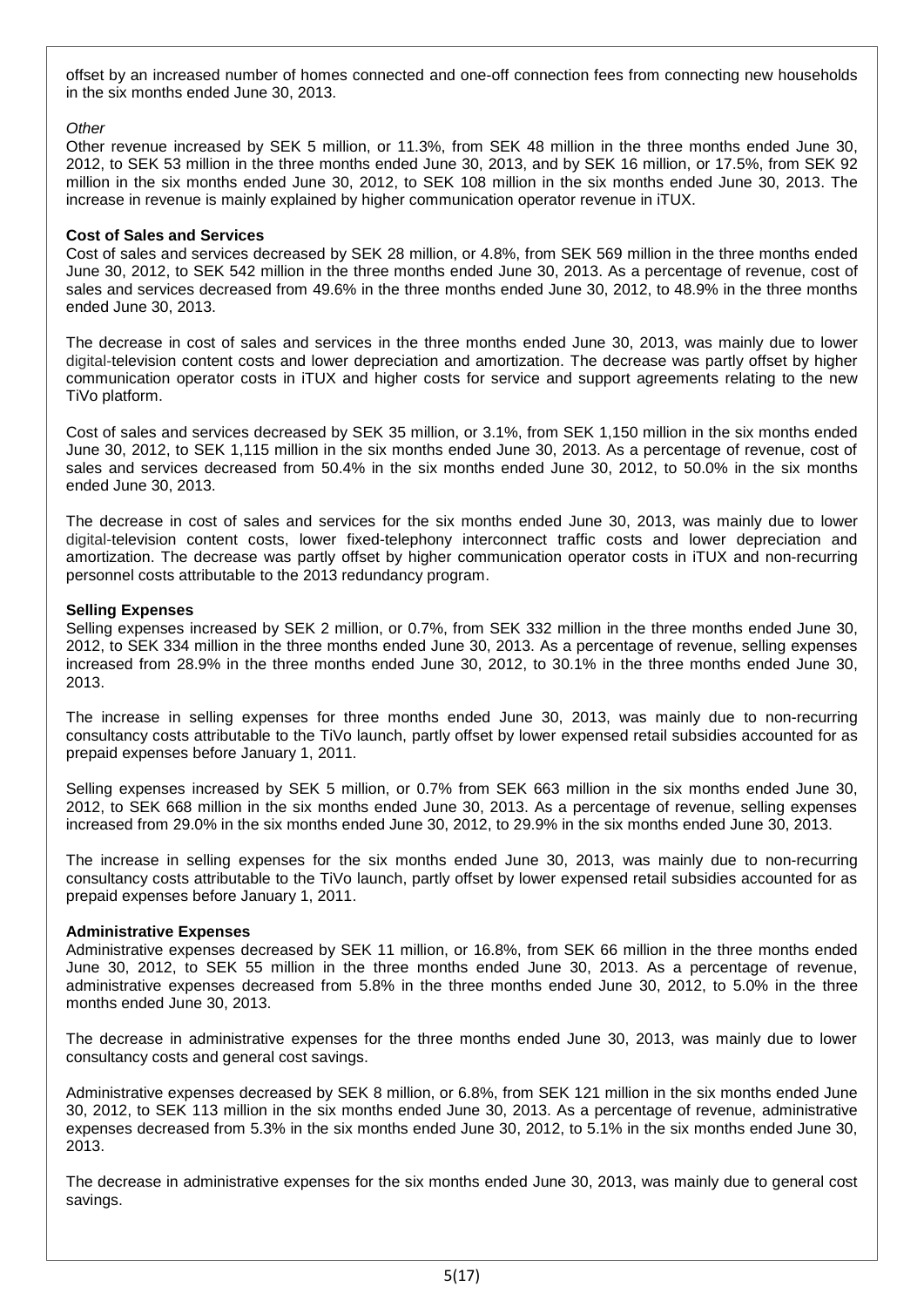offset by an increased number of homes connected and one-off connection fees from connecting new households in the six months ended June 30, 2013.

*Other*

Other revenue increased by SEK 5 million, or 11.3%, from SEK 48 million in the three months ended June 30, 2012, to SEK 53 million in the three months ended June 30, 2013, and by SEK 16 million, or 17.5%, from SEK 92 million in the six months ended June 30, 2012, to SEK 108 million in the six months ended June 30, 2013. The increase in revenue is mainly explained by higher communication operator revenue in iTUX.

**Cost of Sales and Services**

Cost of sales and services decreased by SEK 28 million, or 4.8%, from SEK 569 million in the three months ended June 30, 2012, to SEK 542 million in the three months ended June 30, 2013. As a percentage of revenue, cost of sales and services decreased from 49.6% in the three months ended June 30, 2012, to 48.9% in the three months ended June 30, 2013.

The decrease in cost of sales and services in the three months ended June 30, 2013, was mainly due to lower digital-television content costs and lower depreciation and amortization. The decrease was partly offset by higher communication operator costs in iTUX and higher costs for service and support agreements relating to the new TiVo platform.

Cost of sales and services decreased by SEK 35 million, or 3.1%, from SEK 1,150 million in the six months ended June 30, 2012, to SEK 1,115 million in the six months ended June 30, 2013. As a percentage of revenue, cost of sales and services decreased from 50.4% in the six months ended June 30, 2012, to 50.0% in the six months ended June 30, 2013.

The decrease in cost of sales and services for the six months ended June 30, 2013, was mainly due to lower digital-television content costs, lower fixed-telephony interconnect traffic costs and lower depreciation and amortization. The decrease was partly offset by higher communication operator costs in iTUX and non-recurring personnel costs attributable to the 2013 redundancy program.

**Selling Expenses**

Selling expenses increased by SEK 2 million, or 0.7%, from SEK 332 million in the three months ended June 30, 2012, to SEK 334 million in the three months ended June 30, 2013. As a percentage of revenue, selling expenses increased from 28.9% in the three months ended June 30, 2012, to 30.1% in the three months ended June 30, 2013.

The increase in selling expenses for three months ended June 30, 2013, was mainly due to non-recurring consultancy costs attributable to the TiVo launch, partly offset by lower expensed retail subsidies accounted for as prepaid expenses before January 1, 2011.

Selling expenses increased by SEK 5 million, or 0.7% from SEK 663 million in the six months ended June 30, 2012, to SEK 668 million in the six months ended June 30, 2013. As a percentage of revenue, selling expenses increased from 29.0% in the six months ended June 30, 2012, to 29.9% in the six months ended June 30, 2013.

The increase in selling expenses for the six months ended June 30, 2013, was mainly due to non-recurring consultancy costs attributable to the TiVo launch, partly offset by lower expensed retail subsidies accounted for as prepaid expenses before January 1, 2011.

**Administrative Expenses**

Administrative expenses decreased by SEK 11 million, or 16.8%, from SEK 66 million in the three months ended June 30, 2012, to SEK 55 million in the three months ended June 30, 2013. As a percentage of revenue, administrative expenses decreased from 5.8% in the three months ended June 30, 2012, to 5.0% in the three months ended June 30, 2013.

The decrease in administrative expenses for the three months ended June 30, 2013, was mainly due to lower consultancy costs and general cost savings.

Administrative expenses decreased by SEK 8 million, or 6.8%, from SEK 121 million in the six months ended June 30, 2012, to SEK 113 million in the six months ended June 30, 2013. As a percentage of revenue, administrative expenses decreased from 5.3% in the six months ended June 30, 2012, to 5.1% in the six months ended June 30, 2013.

The decrease in administrative expenses for the six months ended June 30, 2013, was mainly due to general cost savings.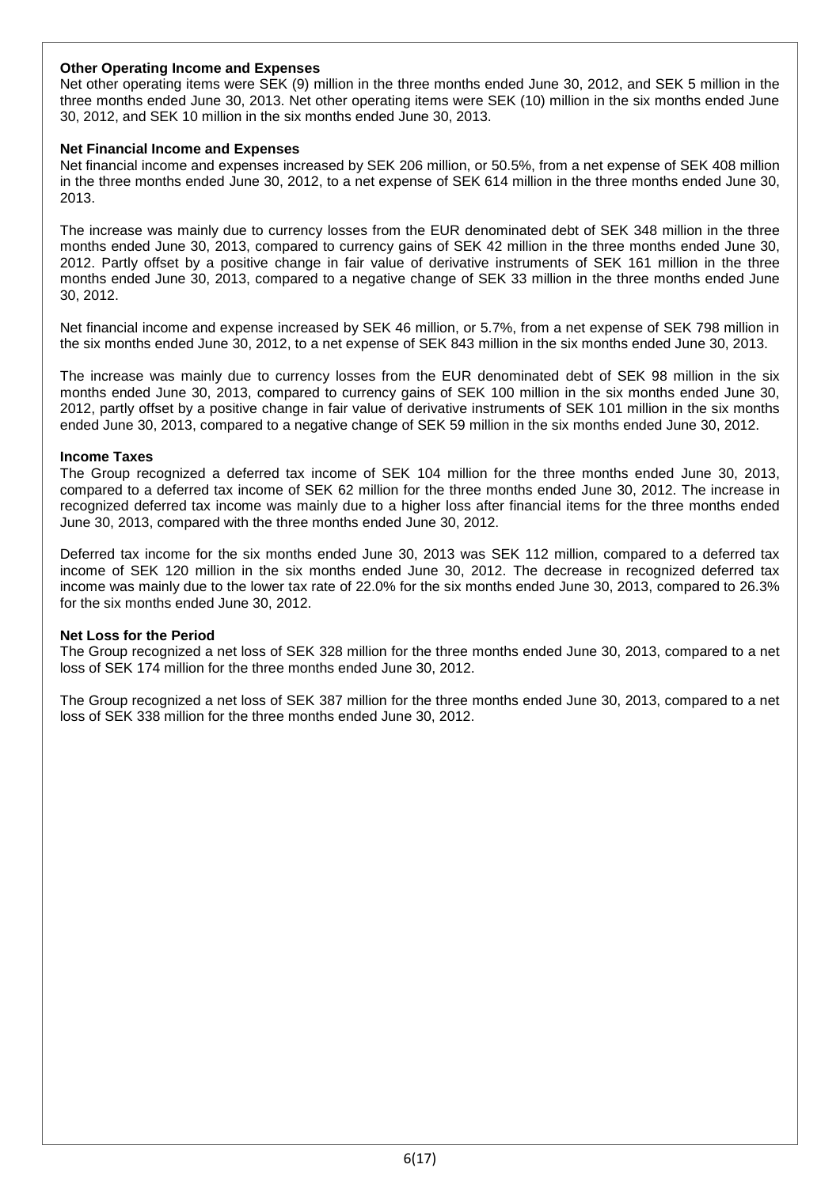**Other Operating Income and Expenses**

Net other operating items were SEK (9) million in the three months ended June 30, 2012, and SEK 5 million in the three months ended June 30, 2013. Net other operating items were SEK (10) million in the six months ended June 30, 2012, and SEK 10 million in the six months ended June 30, 2013.

**Net Financial Income and Expenses**

Net financial income and expenses increased by SEK 206 million, or 50.5%, from a net expense of SEK 408 million in the three months ended June 30, 2012, to a net expense of SEK 614 million in the three months ended June 30, 2013.

The increase was mainly due to currency losses from the EUR denominated debt of SEK 348 million in the three months ended June 30, 2013, compared to currency gains of SEK 42 million in the three months ended June 30, 2012. Partly offset by a positive change in fair value of derivative instruments of SEK 161 million in the three months ended June 30, 2013, compared to a negative change of SEK 33 million in the three months ended June 30, 2012.

Net financial income and expense increased by SEK 46 million, or 5.7%, from a net expense of SEK 798 million in the six months ended June 30, 2012, to a net expense of SEK 843 million in the six months ended June 30, 2013.

The increase was mainly due to currency losses from the EUR denominated debt of SEK 98 million in the six months ended June 30, 2013, compared to currency gains of SEK 100 million in the six months ended June 30, 2012, partly offset by a positive change in fair value of derivative instruments of SEK 101 million in the six months ended June 30, 2013, compared to a negative change of SEK 59 million in the six months ended June 30, 2012.

**Income Taxes**

The Group recognized a deferred tax income of SEK 104 million for the three months ended June 30, 2013, compared to a deferred tax income of SEK 62 million for the three months ended June 30, 2012. The increase in recognized deferred tax income was mainly due to a higher loss after financial items for the three months ended June 30, 2013, compared with the three months ended June 30, 2012.

Deferred tax income for the six months ended June 30, 2013 was SEK 112 million, compared to a deferred tax income of SEK 120 million in the six months ended June 30, 2012. The decrease in recognized deferred tax income was mainly due to the lower tax rate of 22.0% for the six months ended June 30, 2013, compared to 26.3% for the six months ended June 30, 2012.

**Net Loss for the Period**

The Group recognized a net loss of SEK 328 million for the three months ended June 30, 2013, compared to a net loss of SEK 174 million for the three months ended June 30, 2012.

The Group recognized a net loss of SEK 387 million for the three months ended June 30, 2013, compared to a net loss of SEK 338 million for the three months ended June 30, 2012.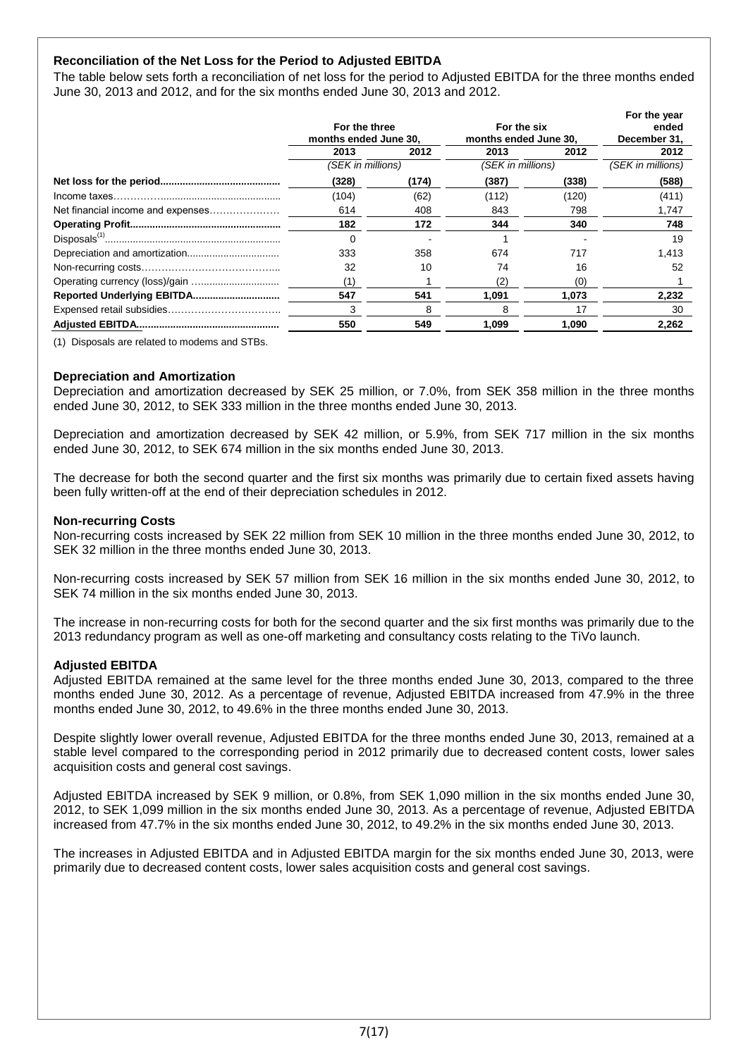**Reconciliation of the Net Loss for the Period to Adjusted EBITDA**

The table below sets forth a reconciliation of net loss for the period to Adjusted EBITDA for the three months ended June 30, 2013 and 2012, and for the six months ended June 30, 2013 and 2012.

| | For the three months ended June 30, | | For the six months ended June 30, | | For the year ended December 31, |
|---|---|---|---|---|---|
| | 2013 | 2012 | 2013 | 2012 | 2012 |
| | (SEK in millions) | | (SEK in millions) | | (SEK in millions) |
| **Net loss for the period** | **(328)** | **(174)** | **(387)** | **(338)** | **(588)** |
| Income taxes | (104) | (62) | (112) | (120) | (411) |
| Net financial income and expenses | 614 | 408 | 843 | 798 | 1,747 |
| **Operating Profit** | **182** | **172** | **344** | **340** | **748** |
| Disposals[1] | 0 | - | 1 | - | 19 |
| Depreciation and amortization | 333 | 358 | 674 | 717 | 1,413 |
| Non-recurring costs | 32 | 10 | 74 | 16 | 52 |
| Operating currency (loss)/gain | (1) | 1 | (2) | (0) | 1 |
| **Reported Underlying EBITDA** | **547** | **541** | **1,091** | **1,073** | **2,232** |
| Expensed retail subsidies | 3 | 8 | 8 | 17 | 30 |
| **Adjusted EBITDA** | **550** | **549** | **1,099** | **1,090** | **2,262** |

(1) Disposals are related to modems and STBs.

**Depreciation and Amortization**

Depreciation and amortization decreased by SEK 25 million, or 7.0%, from SEK 358 million in the three months ended June 30, 2012, to SEK 333 million in the three months ended June 30, 2013.

Depreciation and amortization decreased by SEK 42 million, or 5.9%, from SEK 717 million in the six months ended June 30, 2012, to SEK 674 million in the six months ended June 30, 2013.

The decrease for both the second quarter and the first six months was primarily due to certain fixed assets having been fully written-off at the end of their depreciation schedules in 2012.

**Non-recurring Costs**

Non-recurring costs increased by SEK 22 million from SEK 10 million in the three months ended June 30, 2012, to SEK 32 million in the three months ended June 30, 2013.

Non-recurring costs increased by SEK 57 million from SEK 16 million in the six months ended June 30, 2012, to SEK 74 million in the six months ended June 30, 2013.

The increase in non-recurring costs for both for the second quarter and the six first months was primarily due to the 2013 redundancy program as well as one-off marketing and consultancy costs relating to the TiVo launch.

**Adjusted EBITDA**

Adjusted EBITDA remained at the same level for the three months ended June 30, 2013, compared to the three months ended June 30, 2012. As a percentage of revenue, Adjusted EBITDA increased from 47.9% in the three months ended June 30, 2012, to 49.6% in the three months ended June 30, 2013.

Despite slightly lower overall revenue, Adjusted EBITDA for the three months ended June 30, 2013, remained at a stable level compared to the corresponding period in 2012 primarily due to decreased content costs, lower sales acquisition costs and general cost savings.

Adjusted EBITDA increased by SEK 9 million, or 0.8%, from SEK 1,090 million in the six months ended June 30, 2012, to SEK 1,099 million in the six months ended June 30, 2013. As a percentage of revenue, Adjusted EBITDA increased from 47.7% in the six months ended June 30, 2012, to 49.2% in the six months ended June 30, 2013.

The increases in Adjusted EBITDA and in Adjusted EBITDA margin for the six months ended June 30, 2013, were primarily due to decreased content costs, lower sales acquisition costs and general cost savings.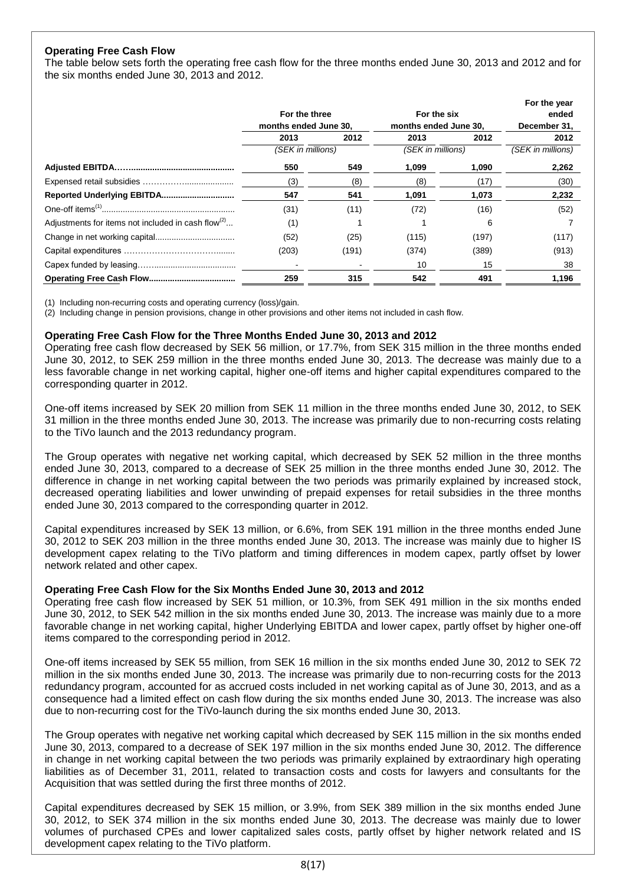### Operating Free Cash Flow

The table below sets forth the operating free cash flow for the three months ended June 30, 2013 and 2012 and for the six months ended June 30, 2013 and 2012.

| | For the three months ended June 30, | | For the six months ended June 30, | | For the year ended December 31, |
|---|---|---|---|---|---|
| | 2013 | 2012 | 2013 | 2012 | 2012 |
| | (SEK in millions) | | (SEK in millions) | | (SEK in millions) |
| **Adjusted EBITDA** | **550** | **549** | **1,099** | **1,090** | **2,262** |
| Expensed retail subsidies | (3) | (8) | (8) | (17) | (30) |
| **Reported Underlying EBITDA** | **547** | **541** | **1,091** | **1,073** | **2,232** |
| One-off items[1] | (31) | (11) | (72) | (16) | (52) |
| Adjustments for items not included in cash flow[2] | (1) | 1 | 1 | 6 | 7 |
| Change in net working capital | (52) | (25) | (115) | (197) | (117) |
| Capital expenditures | (203) | (191) | (374) | (389) | (913) |
| Capex funded by leasing | - | - | 10 | 15 | 38 |
| **Operating Free Cash Flow** | **259** | **315** | **542** | **491** | **1,196** |

(1) Including non-recurring costs and operating currency (loss)/gain.

(2) Including change in pension provisions, change in other provisions and other items not included in cash flow.

#### Operating Free Cash Flow for the Three Months Ended June 30, 2013 and 2012

Operating free cash flow decreased by SEK 56 million, or 17.7%, from SEK 315 million in the three months ended June 30, 2012, to SEK 259 million in the three months ended June 30, 2013. The decrease was mainly due to a less favorable change in net working capital, higher one-off items and higher capital expenditures compared to the corresponding quarter in 2012.

One-off items increased by SEK 20 million from SEK 11 million in the three months ended June 30, 2012, to SEK 31 million in the three months ended June 30, 2013. The increase was primarily due to non-recurring costs relating to the TiVo launch and the 2013 redundancy program.

The Group operates with negative net working capital, which decreased by SEK 52 million in the three months ended June 30, 2013, compared to a decrease of SEK 25 million in the three months ended June 30, 2012. The difference in change in net working capital between the two periods was primarily explained by increased stock, decreased operating liabilities and lower unwinding of prepaid expenses for retail subsidies in the three months ended June 30, 2013 compared to the corresponding quarter in 2012.

Capital expenditures increased by SEK 13 million, or 6.6%, from SEK 191 million in the three months ended June 30, 2012 to SEK 203 million in the three months ended June 30, 2013. The increase was mainly due to higher IS development capex relating to the TiVo platform and timing differences in modem capex, partly offset by lower network related and other capex.

#### Operating Free Cash Flow for the Six Months Ended June 30, 2013 and 2012

Operating free cash flow increased by SEK 51 million, or 10.3%, from SEK 491 million in the six months ended June 30, 2012, to SEK 542 million in the six months ended June 30, 2013. The increase was mainly due to a more favorable change in net working capital, higher Underlying EBITDA and lower capex, partly offset by higher one-off items compared to the corresponding period in 2012.

One-off items increased by SEK 55 million, from SEK 16 million in the six months ended June 30, 2012 to SEK 72 million in the six months ended June 30, 2013. The increase was primarily due to non-recurring costs for the 2013 redundancy program, accounted for as accrued costs included in net working capital as of June 30, 2013, and as a consequence had a limited effect on cash flow during the six months ended June 30, 2013. The increase was also due to non-recurring cost for the TiVo-launch during the six months ended June 30, 2013.

The Group operates with negative net working capital which decreased by SEK 115 million in the six months ended June 30, 2013, compared to a decrease of SEK 197 million in the six months ended June 30, 2012. The difference in change in net working capital between the two periods was primarily explained by extraordinary high operating liabilities as of December 31, 2011, related to transaction costs and costs for lawyers and consultants for the Acquisition that was settled during the first three months of 2012.

Capital expenditures decreased by SEK 15 million, or 3.9%, from SEK 389 million in the six months ended June 30, 2012, to SEK 374 million in the six months ended June 30, 2013. The decrease was mainly due to lower volumes of purchased CPEs and lower capitalized sales costs, partly offset by higher network related and IS development capex relating to the TiVo platform.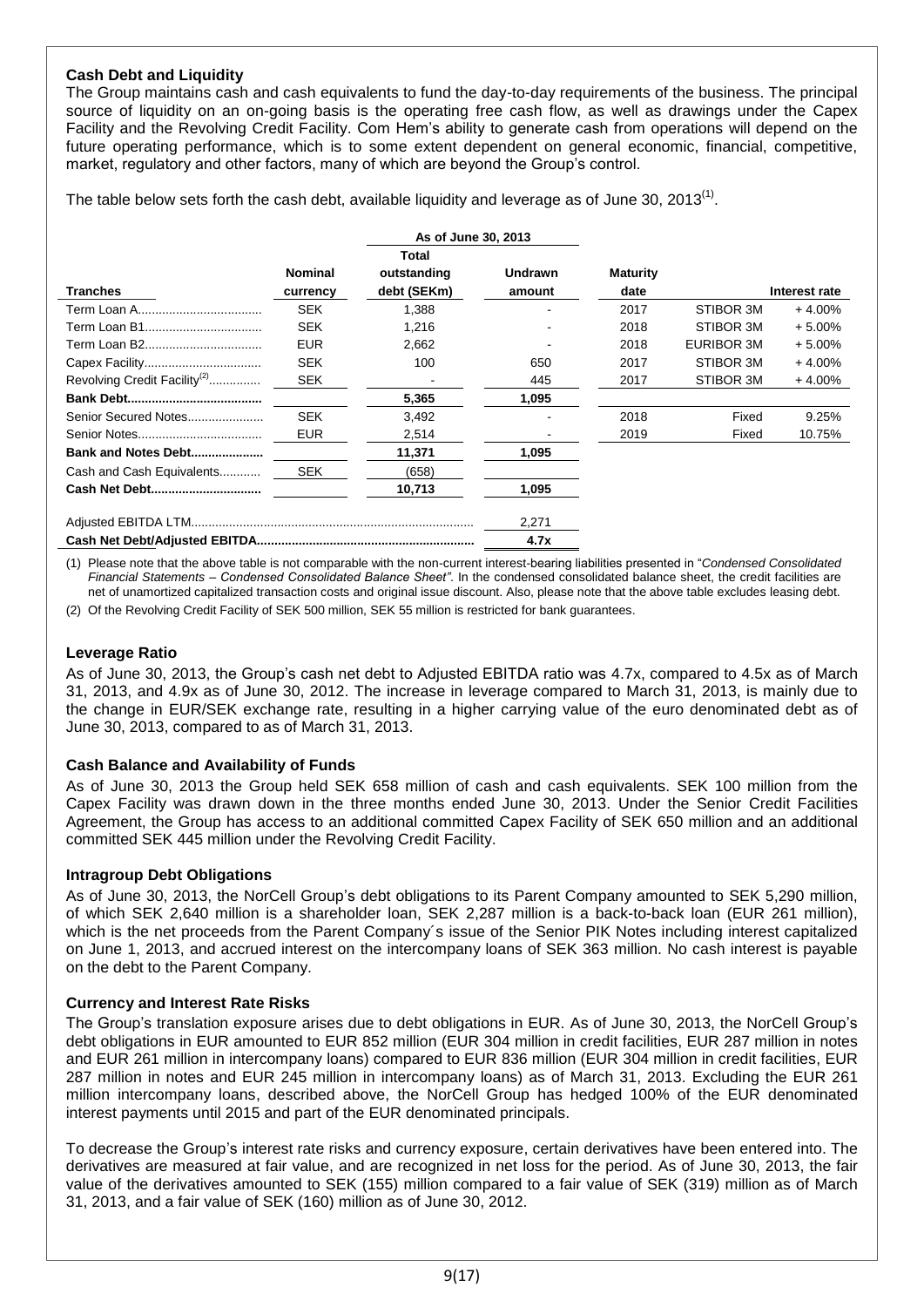### Cash Debt and Liquidity

The Group maintains cash and cash equivalents to fund the day-to-day requirements of the business. The principal source of liquidity on an on-going basis is the operating free cash flow, as well as drawings under the Capex Facility and the Revolving Credit Facility. Com Hem's ability to generate cash from operations will depend on the future operating performance, which is to some extent dependent on general economic, financial, competitive, market, regulatory and other factors, many of which are beyond the Group's control.

The table below sets forth the cash debt, available liquidity and leverage as of June 30, 2013[(1)].

| | | As of June 30, 2013 | | | | |
|---|---|---|---|---|---|---|
| **Tranches** | **Nominal currency** | **Total outstanding debt (SEKm)** | **Undrawn amount** | **Maturity date** | | **Interest rate** |
| Term Loan A | SEK | 1,388 | - | 2017 | STIBOR 3M | + 4.00% |
| Term Loan B1 | SEK | 1,216 | - | 2018 | STIBOR 3M | + 5.00% |
| Term Loan B2 | EUR | 2,662 | - | 2018 | EURIBOR 3M | + 5.00% |
| Capex Facility | SEK | 100 | 650 | 2017 | STIBOR 3M | + 4.00% |
| Revolving Credit Facility[(2)] | SEK | - | 445 | 2017 | STIBOR 3M | + 4.00% |
| **Bank Debt** | | **5,365** | **1,095** | | | |
| Senior Secured Notes | SEK | 3,492 | - | 2018 | Fixed | 9.25% |
| Senior Notes | EUR | 2,514 | - | 2019 | Fixed | 10.75% |
| **Bank and Notes Debt** | | **11,371** | **1,095** | | | |
| Cash and Cash Equivalents | SEK | (658) | | | | |
| **Cash Net Debt** | | **10,713** | **1,095** | | | |
| Adjusted EBITDA LTM | | | 2,271 | | | |
| **Cash Net Debt/Adjusted EBITDA** | | | **4.7x** | | | |

(1) Please note that the above table is not comparable with the non-current interest-bearing liabilities presented in "*Condensed Consolidated Financial Statements – Condensed Consolidated Balance Sheet*". In the condensed consolidated balance sheet, the credit facilities are net of unamortized capitalized transaction costs and original issue discount. Also, please note that the above table excludes leasing debt.

(2) Of the Revolving Credit Facility of SEK 500 million, SEK 55 million is restricted for bank guarantees.

### Leverage Ratio

As of June 30, 2013, the Group's cash net debt to Adjusted EBITDA ratio was 4.7x, compared to 4.5x as of March 31, 2013, and 4.9x as of June 30, 2012. The increase in leverage compared to March 31, 2013, is mainly due to the change in EUR/SEK exchange rate, resulting in a higher carrying value of the euro denominated debt as of June 30, 2013, compared to as of March 31, 2013.

### Cash Balance and Availability of Funds

As of June 30, 2013 the Group held SEK 658 million of cash and cash equivalents. SEK 100 million from the Capex Facility was drawn down in the three months ended June 30, 2013. Under the Senior Credit Facilities Agreement, the Group has access to an additional committed Capex Facility of SEK 650 million and an additional committed SEK 445 million under the Revolving Credit Facility.

### Intragroup Debt Obligations

As of June 30, 2013, the NorCell Group's debt obligations to its Parent Company amounted to SEK 5,290 million, of which SEK 2,640 million is a shareholder loan, SEK 2,287 million is a back-to-back loan (EUR 261 million), which is the net proceeds from the Parent Company´s issue of the Senior PIK Notes including interest capitalized on June 1, 2013, and accrued interest on the intercompany loans of SEK 363 million. No cash interest is payable on the debt to the Parent Company.

### Currency and Interest Rate Risks

The Group's translation exposure arises due to debt obligations in EUR. As of June 30, 2013, the NorCell Group's debt obligations in EUR amounted to EUR 852 million (EUR 304 million in credit facilities, EUR 287 million in notes and EUR 261 million in intercompany loans) compared to EUR 836 million (EUR 304 million in credit facilities, EUR 287 million in notes and EUR 245 million in intercompany loans) as of March 31, 2013. Excluding the EUR 261 million intercompany loans, described above, the NorCell Group has hedged 100% of the EUR denominated interest payments until 2015 and part of the EUR denominated principals.

To decrease the Group's interest rate risks and currency exposure, certain derivatives have been entered into. The derivatives are measured at fair value, and are recognized in net loss for the period. As of June 30, 2013, the fair value of the derivatives amounted to SEK (155) million compared to a fair value of SEK (319) million as of March 31, 2013, and a fair value of SEK (160) million as of June 30, 2012.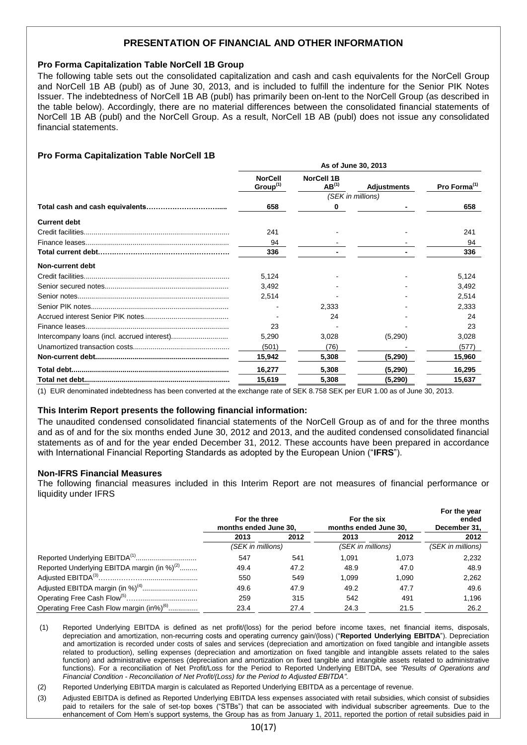## PRESENTATION OF FINANCIAL AND OTHER INFORMATION

### Pro Forma Capitalization Table NorCell 1B Group

The following table sets out the consolidated capitalization and cash and cash equivalents for the NorCell Group and NorCell 1B AB (publ) as of June 30, 2013, and is included to fulfill the indenture for the Senior PIK Notes Issuer. The indebtedness of NorCell 1B AB (publ) has primarily been on-lent to the NorCell Group (as described in the table below). Accordingly, there are no material differences between the consolidated financial statements of NorCell 1B AB (publ) and the NorCell Group. As a result, NorCell 1B AB (publ) does not issue any consolidated financial statements.

### Pro Forma Capitalization Table NorCell 1B

| | As of June 30, 2013 | | | |
|---|---|---|---|---|
| | NorCell Group[(1)] | NorCell 1B AB[(1)] | Adjustments | Pro Forma[(1)] |
| | (SEK in millions) | | | |
| **Total cash and cash equivalents** | **658** | **0** | **-** | **658** |
| **Current debt** | | | | |
| Credit facilities | 241 | - | - | 241 |
| Finance leases | 94 | - | - | 94 |
| **Total current debt** | **336** | **-** | **-** | **336** |
| **Non-current debt** | | | | |
| Credit facilities | 5,124 | - | - | 5,124 |
| Senior secured notes | 3,492 | - | - | 3,492 |
| Senior notes | 2,514 | - | - | 2,514 |
| Senior PIK notes | - | 2,333 | - | 2,333 |
| Accrued interest Senior PIK notes | - | 24 | - | 24 |
| Finance leases | 23 | - | - | 23 |
| Intercompany loans (incl. accrued interest) | 5,290 | 3,028 | (5,290) | 3,028 |
| Unamortized transaction costs | (501) | (76) | - | (577) |
| **Non-current debt** | **15,942** | **5,308** | **(5,290)** | **15,960** |
| **Total debt** | **16,277** | **5,308** | **(5,290)** | **16,295** |
| **Total net debt** | **15,619** | **5,308** | **(5,290)** | **15,637** |

(1) EUR denominated indebtedness has been converted at the exchange rate of SEK 8.758 SEK per EUR 1.00 as of June 30, 2013.

### This Interim Report presents the following financial information:

The unaudited condensed consolidated financial statements of the NorCell Group as of and for the three months and as of and for the six months ended June 30, 2012 and 2013, and the audited condensed consolidated financial statements as of and for the year ended December 31, 2012. These accounts have been prepared in accordance with International Financial Reporting Standards as adopted by the European Union ("**IFRS**").

### Non-IFRS Financial Measures

The following financial measures included in this Interim Report are not measures of financial performance or liquidity under IFRS

| | For the three months ended June 30, | | For the six months ended June 30, | | For the year ended December 31, |
|---|---|---|---|---|---|
| | 2013 | 2012 | 2013 | 2012 | 2012 |
| | (SEK in millions) | | (SEK in millions) | | (SEK in millions) |
| Reported Underlying EBITDA[(1)] | 547 | 541 | 1,091 | 1,073 | 2,232 |
| Reported Underlying EBITDA margin (in %)[(2)] | 49.4 | 47.2 | 48.9 | 47.0 | 48.9 |
| Adjusted EBITDA[(3)] | 550 | 549 | 1,099 | 1,090 | 2,262 |
| Adjusted EBITDA margin (in %)[(4)] | 49.6 | 47.9 | 49.2 | 47.7 | 49.6 |
| Operating Free Cash Flow[(5)] | 259 | 315 | 542 | 491 | 1,196 |
| Operating Free Cash Flow margin (in%)[(6)] | 23.4 | 27.4 | 24.3 | 21.5 | 26.2 |

(1) Reported Underlying EBITDA is defined as net profit/(loss) for the period before income taxes, net financial items, disposals, depreciation and amortization, non-recurring costs and operating currency gain/(loss) ("**Reported Underlying EBITDA**"). Depreciation and amortization is recorded under costs of sales and services (depreciation and amortization on fixed tangible and intangible assets related to production), selling expenses (depreciation and amortization on fixed tangible and intangible assets related to the sales function) and administrative expenses (depreciation and amortization on fixed tangible and intangible assets related to administrative functions). For a reconciliation of Net Profit/Loss for the Period to Reported Underlying EBITDA, see *"Results of Operations and Financial Condition - Reconciliation of Net Profit/(Loss) for the Period to Adjusted EBITDA"*.

(2) Reported Underlying EBITDA margin is calculated as Reported Underlying EBITDA as a percentage of revenue.

(3) Adjusted EBITDA is defined as Reported Underlying EBITDA less expenses associated with retail subsidies, which consist of subsidies paid to retailers for the sale of set-top boxes ("STBs") that can be associated with individual subscriber agreements. Due to the enhancement of Com Hem's support systems, the Group has as from January 1, 2011, reported the portion of retail subsidies paid in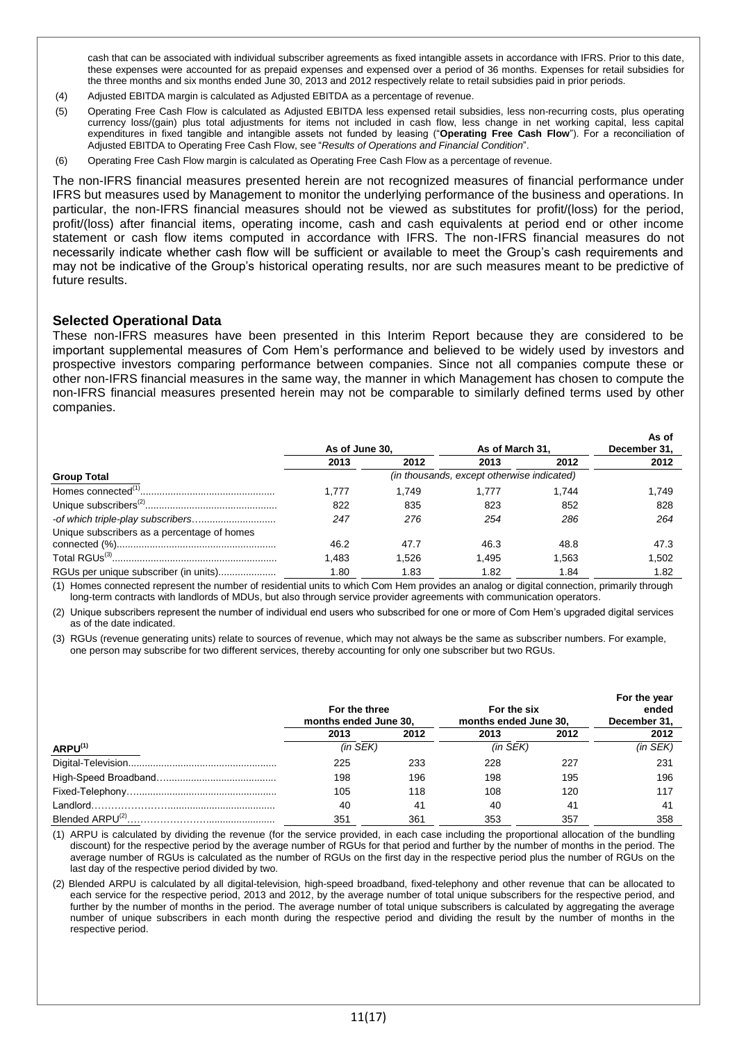cash that can be associated with individual subscriber agreements as fixed intangible assets in accordance with IFRS. Prior to this date, these expenses were accounted for as prepaid expenses and expensed over a period of 36 months. Expenses for retail subsidies for the three months and six months ended June 30, 2013 and 2012 respectively relate to retail subsidies paid in prior periods.

(4) Adjusted EBITDA margin is calculated as Adjusted EBITDA as a percentage of revenue.

(5) Operating Free Cash Flow is calculated as Adjusted EBITDA less expensed retail subsidies, less non-recurring costs, plus operating currency loss/(gain) plus total adjustments for items not included in cash flow, less change in net working capital, less capital expenditures in fixed tangible and intangible assets not funded by leasing ("**Operating Free Cash Flow**"). For a reconciliation of Adjusted EBITDA to Operating Free Cash Flow, see "*Results of Operations and Financial Condition*".

(6) Operating Free Cash Flow margin is calculated as Operating Free Cash Flow as a percentage of revenue.

The non-IFRS financial measures presented herein are not recognized measures of financial performance under IFRS but measures used by Management to monitor the underlying performance of the business and operations. In particular, the non-IFRS financial measures should not be viewed as substitutes for profit/(loss) for the period, profit/(loss) after financial items, operating income, cash and cash equivalents at period end or other income statement or cash flow items computed in accordance with IFRS. The non-IFRS financial measures do not necessarily indicate whether cash flow will be sufficient or available to meet the Group's cash requirements and may not be indicative of the Group's historical operating results, nor are such measures meant to be predictive of future results.

## Selected Operational Data

These non-IFRS measures have been presented in this Interim Report because they are considered to be important supplemental measures of Com Hem's performance and believed to be widely used by investors and prospective investors comparing performance between companies. Since not all companies compute these or other non-IFRS financial measures in the same way, the manner in which Management has chosen to compute the non-IFRS financial measures presented herein may not be comparable to similarly defined terms used by other companies.

| | As of June 30, | | As of March 31, | | As of December 31, |
|---|---|---|---|---|---|
| | 2013 | 2012 | 2013 | 2012 | 2012 |
| **Group Total** | *(in thousands, except otherwise indicated)* | | | | |
| Homes connected[1] | 1,777 | 1,749 | 1,777 | 1,744 | 1,749 |
| Unique subscribers[2] | 822 | 835 | 823 | 852 | 828 |
| *-of which triple-play subscribers* | *247* | *276* | *254* | *286* | *264* |
| Unique subscribers as a percentage of homes connected (%) | 46.2 | 47.7 | 46.3 | 48.8 | 47.3 |
| Total RGUs[3] | 1,483 | 1,526 | 1,495 | 1,563 | 1,502 |
| RGUs per unique subscriber (in units) | 1.80 | 1.83 | 1.82 | 1.84 | 1.82 |

(1) Homes connected represent the number of residential units to which Com Hem provides an analog or digital connection, primarily through long-term contracts with landlords of MDUs, but also through service provider agreements with communication operators.

(2) Unique subscribers represent the number of individual end users who subscribed for one or more of Com Hem's upgraded digital services as of the date indicated.

(3) RGUs (revenue generating units) relate to sources of revenue, which may not always be the same as subscriber numbers. For example, one person may subscribe for two different services, thereby accounting for only one subscriber but two RGUs.

| | For the three months ended June 30, | | For the six months ended June 30, | | For the year ended December 31, |
|---|---|---|---|---|---|
| | 2013 | 2012 | 2013 | 2012 | 2012 |
| **ARPU[1]** | *(in SEK)* | | *(in SEK)* | | *(in SEK)* |
| Digital-Television | 225 | 233 | 228 | 227 | 231 |
| High-Speed Broadband | 198 | 196 | 198 | 195 | 196 |
| Fixed-Telephony | 105 | 118 | 108 | 120 | 117 |
| Landlord | 40 | 41 | 40 | 41 | 41 |
| Blended ARPU[2] | 351 | 361 | 353 | 357 | 358 |

(1) ARPU is calculated by dividing the revenue (for the service provided, in each case including the proportional allocation of the bundling discount) for the respective period by the average number of RGUs for that period and further by the number of months in the period. The average number of RGUs is calculated as the number of RGUs on the first day in the respective period plus the number of RGUs on the last day of the respective period divided by two.

(2) Blended ARPU is calculated by all digital-television, high-speed broadband, fixed-telephony and other revenue that can be allocated to each service for the respective period, 2013 and 2012, by the average number of total unique subscribers for the respective period, and further by the number of months in the period. The average number of total unique subscribers is calculated by aggregating the average number of unique subscribers in each month during the respective period and dividing the result by the number of months in the respective period.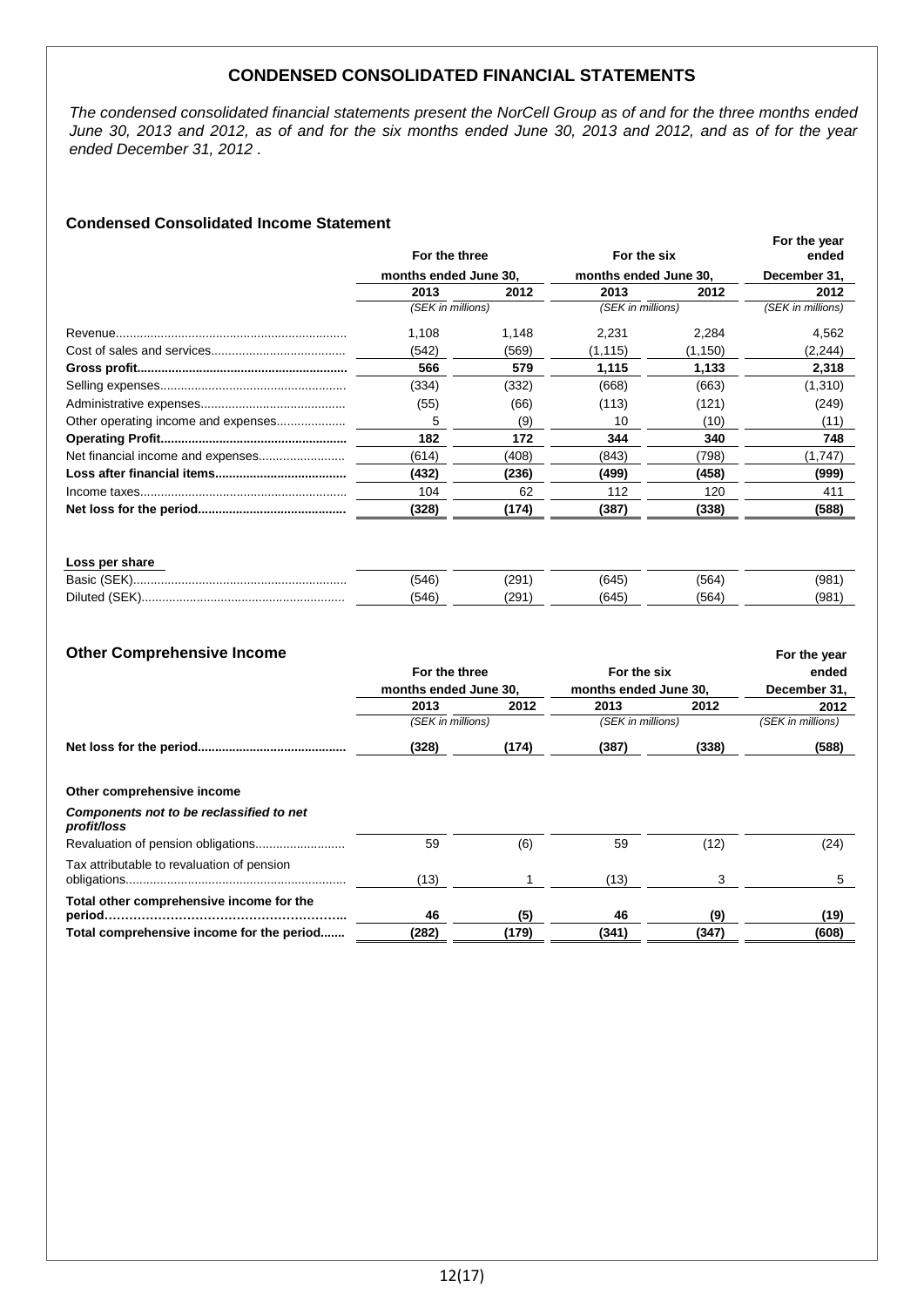# CONDENSED CONSOLIDATED FINANCIAL STATEMENTS

*The condensed consolidated financial statements present the NorCell Group as of and for the three months ended June 30, 2013 and 2012, as of and for the six months ended June 30, 2013 and 2012, and as of for the year ended December 31, 2012 .*

## Condensed Consolidated Income Statement

| | For the three months ended June 30, | | For the six months ended June 30, | | For the year ended December 31, |
|---|---|---|---|---|---|
| | **2013** | **2012** | **2013** | **2012** | **2012** |
| | *(SEK in millions)* | | *(SEK in millions)* | | *(SEK in millions)* |
| Revenue | 1,108 | 1,148 | 2,231 | 2,284 | 4,562 |
| Cost of sales and services | (542) | (569) | (1,115) | (1,150) | (2,244) |
| **Gross profit** | **566** | **579** | **1,115** | **1,133** | **2,318** |
| Selling expenses | (334) | (332) | (668) | (663) | (1,310) |
| Administrative expenses | (55) | (66) | (113) | (121) | (249) |
| Other operating income and expenses | 5 | (9) | 10 | (10) | (11) |
| **Operating Profit** | **182** | **172** | **344** | **340** | **748** |
| Net financial income and expenses | (614) | (408) | (843) | (798) | (1,747) |
| **Loss after financial items** | **(432)** | **(236)** | **(499)** | **(458)** | **(999)** |
| Income taxes | 104 | 62 | 112 | 120 | 411 |
| **Net loss for the period** | **(328)** | **(174)** | **(387)** | **(338)** | **(588)** |

| Loss per share | | | | | |
|---|---|---|---|---|---|
| Basic (SEK) | (546) | (291) | (645) | (564) | (981) |
| Diluted (SEK) | (546) | (291) | (645) | (564) | (981) |

## Other Comprehensive Income

| | For the three months ended June 30, | | For the six months ended June 30, | | For the year ended December 31, |
|---|---|---|---|---|---|
| | **2013** | **2012** | **2013** | **2012** | **2012** |
| | *(SEK in millions)* | | *(SEK in millions)* | | *(SEK in millions)* |
| **Net loss for the period** | **(328)** | **(174)** | **(387)** | **(338)** | **(588)** |
| **Other comprehensive income** | | | | | |
| ***Components not to be reclassified to net profit/loss*** | | | | | |
| Revaluation of pension obligations | 59 | (6) | 59 | (12) | (24) |
| Tax attributable to revaluation of pension obligations | (13) | 1 | (13) | 3 | 5 |
| **Total other comprehensive income for the period** | **46** | **(5)** | **46** | **(9)** | **(19)** |
| **Total comprehensive income for the period** | **(282)** | **(179)** | **(341)** | **(347)** | **(608)** |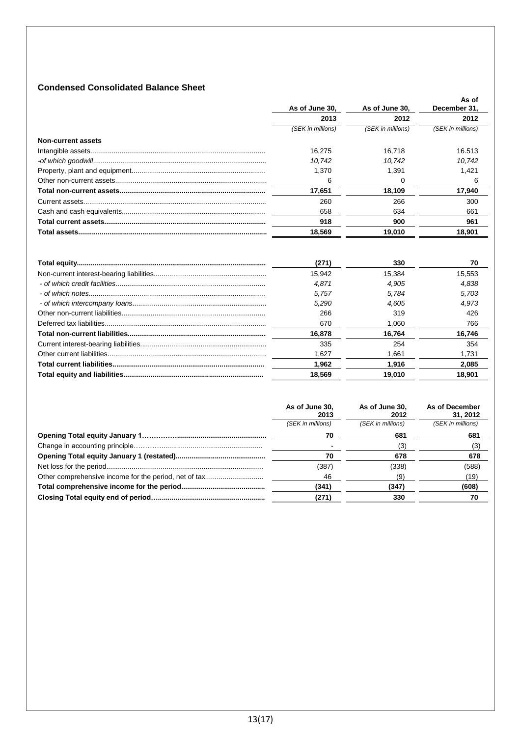## Condensed Consolidated Balance Sheet

| | As of June 30, 2013 | As of June 30, 2012 | As of December 31, 2012 |
|---|---|---|---|
| | (SEK in millions) | (SEK in millions) | (SEK in millions) |
| **Non-current assets** | | | |
| Intangible assets | 16,275 | 16,718 | 16.513 |
| *-of which goodwill* | *10,742* | *10,742* | *10,742* |
| Property, plant and equipment | 1,370 | 1,391 | 1,421 |
| Other non-current assets | 6 | 0 | 6 |
| **Total non-current assets** | **17,651** | **18,109** | **17,940** |
| Current assets | 260 | 266 | 300 |
| Cash and cash equivalents | 658 | 634 | 661 |
| **Total current assets** | **918** | **900** | **961** |
| **Total assets** | **18,569** | **19,010** | **18,901** |
| | | | |
| **Total equity** | **(271)** | **330** | **70** |
| Non-current interest-bearing liabilities | 15,942 | 15,384 | 15,553 |
| *- of which credit facilities* | *4,871* | *4,905* | *4,838* |
| *- of which notes* | *5,757* | *5,784* | *5,703* |
| *- of which intercompany loans* | *5,290* | *4,605* | *4,973* |
| Other non-current liabilities | 266 | 319 | 426 |
| Deferred tax liabilities | 670 | 1,060 | 766 |
| **Total non-current liabilities** | **16,878** | **16,764** | **16,746** |
| Current interest-bearing liabilities | 335 | 254 | 354 |
| Other current liabilities | 1,627 | 1,661 | 1,731 |
| **Total current liabilities** | **1,962** | **1,916** | **2,085** |
| **Total equity and liabilities** | **18,569** | **19,010** | **18,901** |

| | As of June 30, 2013 | As of June 30, 2012 | As of December 31, 2012 |
|---|---|---|---|
| | (SEK in millions) | (SEK in millions) | (SEK in millions) |
| **Opening Total equity January 1** | **70** | **681** | **681** |
| Change in accounting principle | - | (3) | (3) |
| **Opening Total equity January 1 (restated)** | **70** | **678** | **678** |
| Net loss for the period | (387) | (338) | (588) |
| Other comprehensive income for the period, net of tax | 46 | (9) | (19) |
| **Total comprehensive income for the period** | **(341)** | **(347)** | **(608)** |
| **Closing Total equity end of period** | **(271)** | **330** | **70** |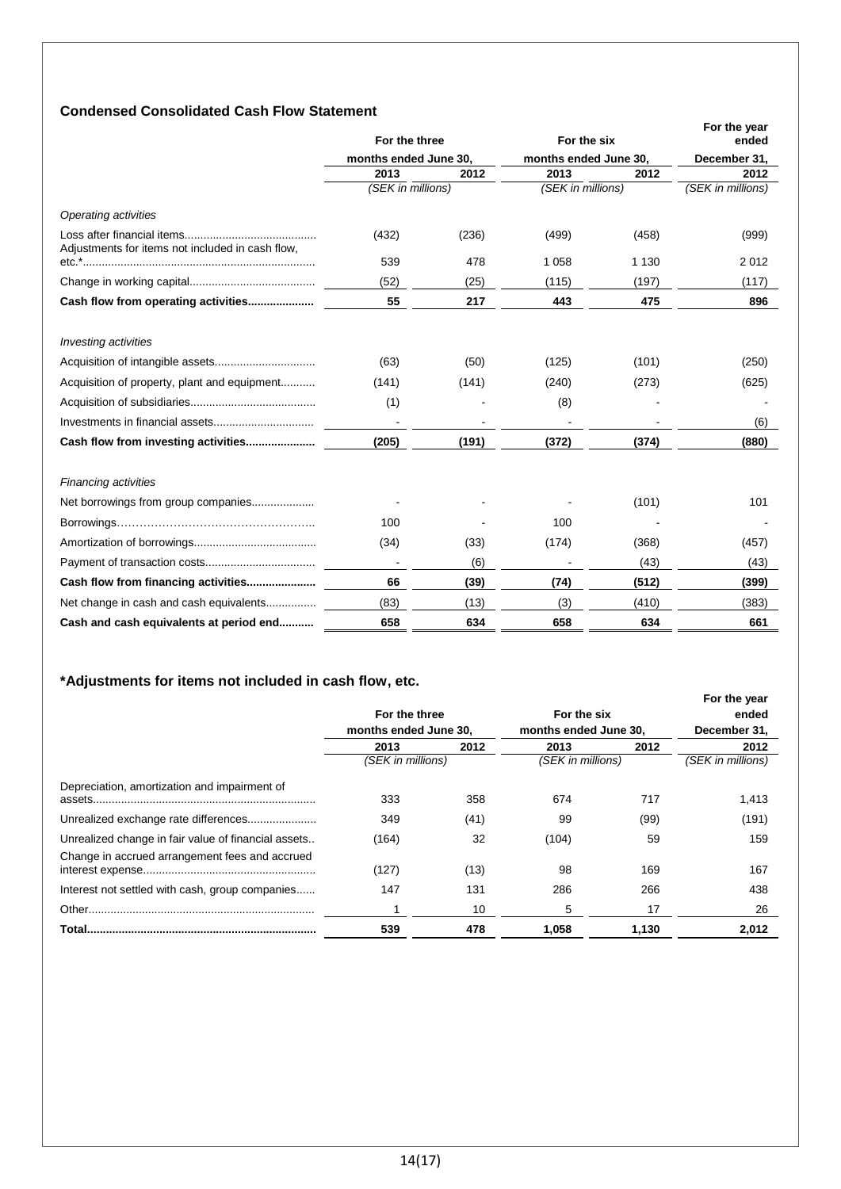### Condensed Consolidated Cash Flow Statement

| | For the three months ended June 30, | | For the six months ended June 30, | | For the year ended December 31, |
|---|---|---|---|---|---|
| | 2013 | 2012 | 2013 | 2012 | 2012 |
| | (SEK in millions) | | (SEK in millions) | | (SEK in millions) |
| *Operating activities* | | | | | |
| Loss after financial items.......................................... | (432) | (236) | (499) | (458) | (999) |
| Adjustments for items not included in cash flow, etc.*.......................................................................... | 539 | 478 | 1 058 | 1 130 | 2 012 |
| Change in working capital........................................ | (52) | (25) | (115) | (197) | (117) |
| **Cash flow from operating activities....................** | **55** | **217** | **443** | **475** | **896** |
| *Investing activities* | | | | | |
| Acquisition of intangible assets................................ | (63) | (50) | (125) | (101) | (250) |
| Acquisition of property, plant and equipment........... | (141) | (141) | (240) | (273) | (625) |
| Acquisition of subsidiaries........................................ | (1) | - | (8) | - | - |
| Investments in financial assets................................ | - | - | - | - | (6) |
| **Cash flow from investing activities.....................** | **(205)** | **(191)** | **(372)** | **(374)** | **(880)** |
| *Financing activities* | | | | | |
| Net borrowings from group companies.................... | - | - | - | (101) | 101 |
| Borrowings……………………………………………….. | 100 | - | 100 | - | - |
| Amortization of borrowings....................................... | (34) | (33) | (174) | (368) | (457) |
| Payment of transaction costs................................... | - | (6) | - | (43) | (43) |
| **Cash flow from financing activities.....................** | **66** | **(39)** | **(74)** | **(512)** | **(399)** |
| Net change in cash and cash equivalents................ | (83) | (13) | (3) | (410) | (383) |
| **Cash and cash equivalents at period end...........** | **658** | **634** | **658** | **634** | **661** |

### *Adjustments for items not included in cash flow, etc.

| | For the three months ended June 30, | | For the six months ended June 30, | | For the year ended December 31, |
|---|---|---|---|---|---|
| | 2013 | 2012 | 2013 | 2012 | 2012 |
| | (SEK in millions) | | (SEK in millions) | | (SEK in millions) |
| Depreciation, amortization and impairment of assets....................................................................... | 333 | 358 | 674 | 717 | 1,413 |
| Unrealized exchange rate differences...................... | 349 | (41) | 99 | (99) | (191) |
| Unrealized change in fair value of financial assets.. | (164) | 32 | (104) | 59 | 159 |
| Change in accrued arrangement fees and accrued interest expense...................................................... | (127) | (13) | 98 | 169 | 167 |
| Interest not settled with cash, group companies...... | 147 | 131 | 286 | 266 | 438 |
| Other........................................................................ | 1 | 10 | 5 | 17 | 26 |
| **Total........................................................................** | **539** | **478** | **1,058** | **1,130** | **2,012** |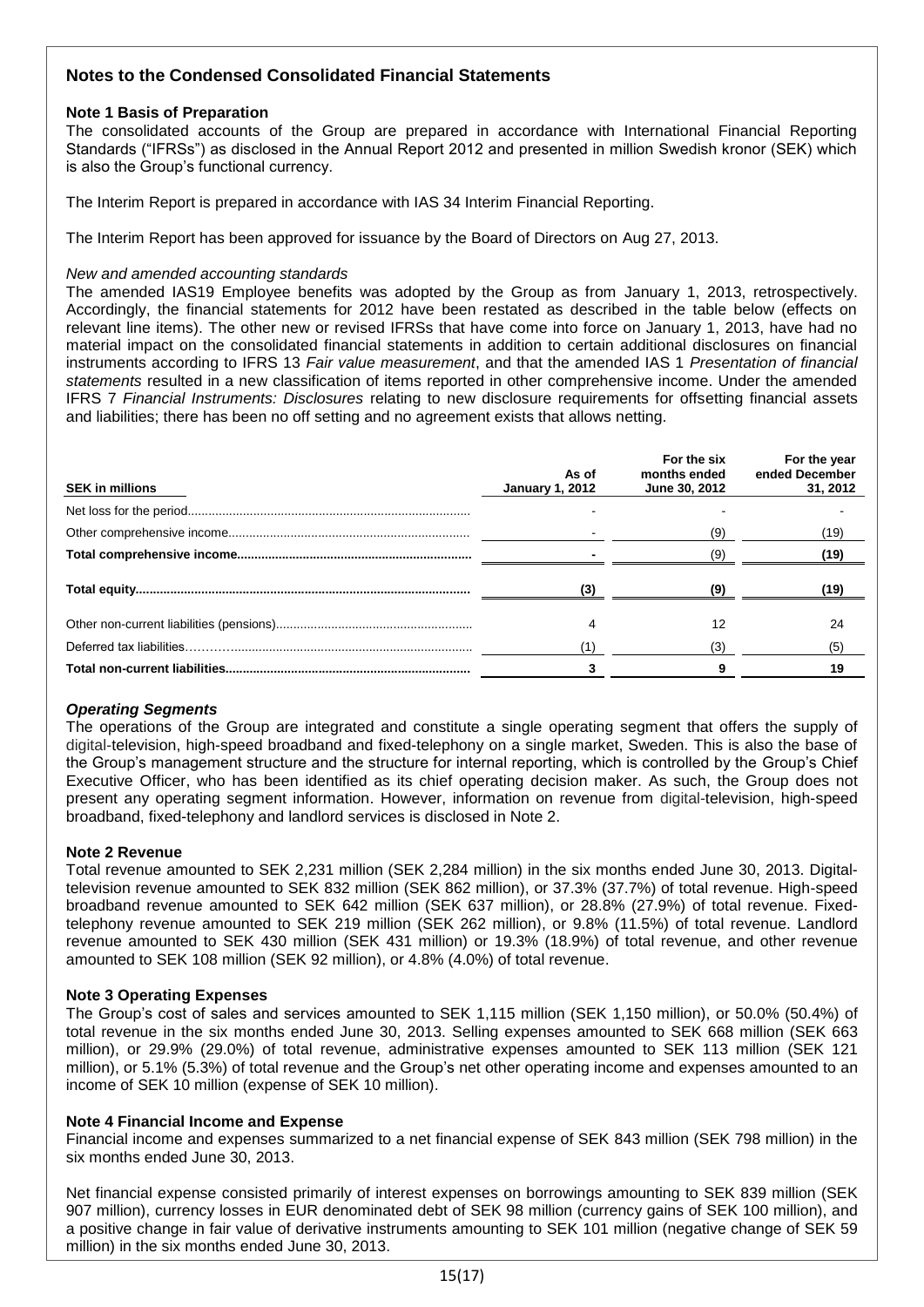## Notes to the Condensed Consolidated Financial Statements

### Note 1 Basis of Preparation

The consolidated accounts of the Group are prepared in accordance with International Financial Reporting Standards ("IFRSs") as disclosed in the Annual Report 2012 and presented in million Swedish kronor (SEK) which is also the Group's functional currency.

The Interim Report is prepared in accordance with IAS 34 Interim Financial Reporting.

The Interim Report has been approved for issuance by the Board of Directors on Aug 27, 2013.

*New and amended accounting standards*

The amended IAS19 Employee benefits was adopted by the Group as from January 1, 2013, retrospectively. Accordingly, the financial statements for 2012 have been restated as described in the table below (effects on relevant line items). The other new or revised IFRSs that have come into force on January 1, 2013, have had no material impact on the consolidated financial statements in addition to certain additional disclosures on financial instruments according to IFRS 13 *Fair value measurement*, and that the amended IAS 1 *Presentation of financial statements* resulted in a new classification of items reported in other comprehensive income. Under the amended IFRS 7 *Financial Instruments: Disclosures* relating to new disclosure requirements for offsetting financial assets and liabilities; there has been no off setting and no agreement exists that allows netting.

| SEK in millions | As of January 1, 2012 | For the six months ended June 30, 2012 | For the year ended December 31, 2012 |
|---|---|---|---|
| Net loss for the period | - | - | - |
| Other comprehensive income | - | (9) | (19) |
| **Total comprehensive income** | **-** | **(9)** | **(19)** |
| **Total equity** | **(3)** | **(9)** | **(19)** |
| Other non-current liabilities (pensions) | 4 | 12 | 24 |
| Deferred tax liabilities | (1) | (3) | (5) |
| **Total non-current liabilities** | **3** | **9** | **19** |

***Operating Segments***

The operations of the Group are integrated and constitute a single operating segment that offers the supply of digital-television, high-speed broadband and fixed-telephony on a single market, Sweden. This is also the base of the Group's management structure and the structure for internal reporting, which is controlled by the Group's Chief Executive Officer, who has been identified as its chief operating decision maker. As such, the Group does not present any operating segment information. However, information on revenue from digital-television, high-speed broadband, fixed-telephony and landlord services is disclosed in Note 2.

### Note 2 Revenue

Total revenue amounted to SEK 2,231 million (SEK 2,284 million) in the six months ended June 30, 2013. Digital-television revenue amounted to SEK 832 million (SEK 862 million), or 37.3% (37.7%) of total revenue. High-speed broadband revenue amounted to SEK 642 million (SEK 637 million), or 28.8% (27.9%) of total revenue. Fixed-telephony revenue amounted to SEK 219 million (SEK 262 million), or 9.8% (11.5%) of total revenue. Landlord revenue amounted to SEK 430 million (SEK 431 million) or 19.3% (18.9%) of total revenue, and other revenue amounted to SEK 108 million (SEK 92 million), or 4.8% (4.0%) of total revenue.

### Note 3 Operating Expenses

The Group's cost of sales and services amounted to SEK 1,115 million (SEK 1,150 million), or 50.0% (50.4%) of total revenue in the six months ended June 30, 2013. Selling expenses amounted to SEK 668 million (SEK 663 million), or 29.9% (29.0%) of total revenue, administrative expenses amounted to SEK 113 million (SEK 121 million), or 5.1% (5.3%) of total revenue and the Group's net other operating income and expenses amounted to an income of SEK 10 million (expense of SEK 10 million).

### Note 4 Financial Income and Expense

Financial income and expenses summarized to a net financial expense of SEK 843 million (SEK 798 million) in the six months ended June 30, 2013.

Net financial expense consisted primarily of interest expenses on borrowings amounting to SEK 839 million (SEK 907 million), currency losses in EUR denominated debt of SEK 98 million (currency gains of SEK 100 million), and a positive change in fair value of derivative instruments amounting to SEK 101 million (negative change of SEK 59 million) in the six months ended June 30, 2013.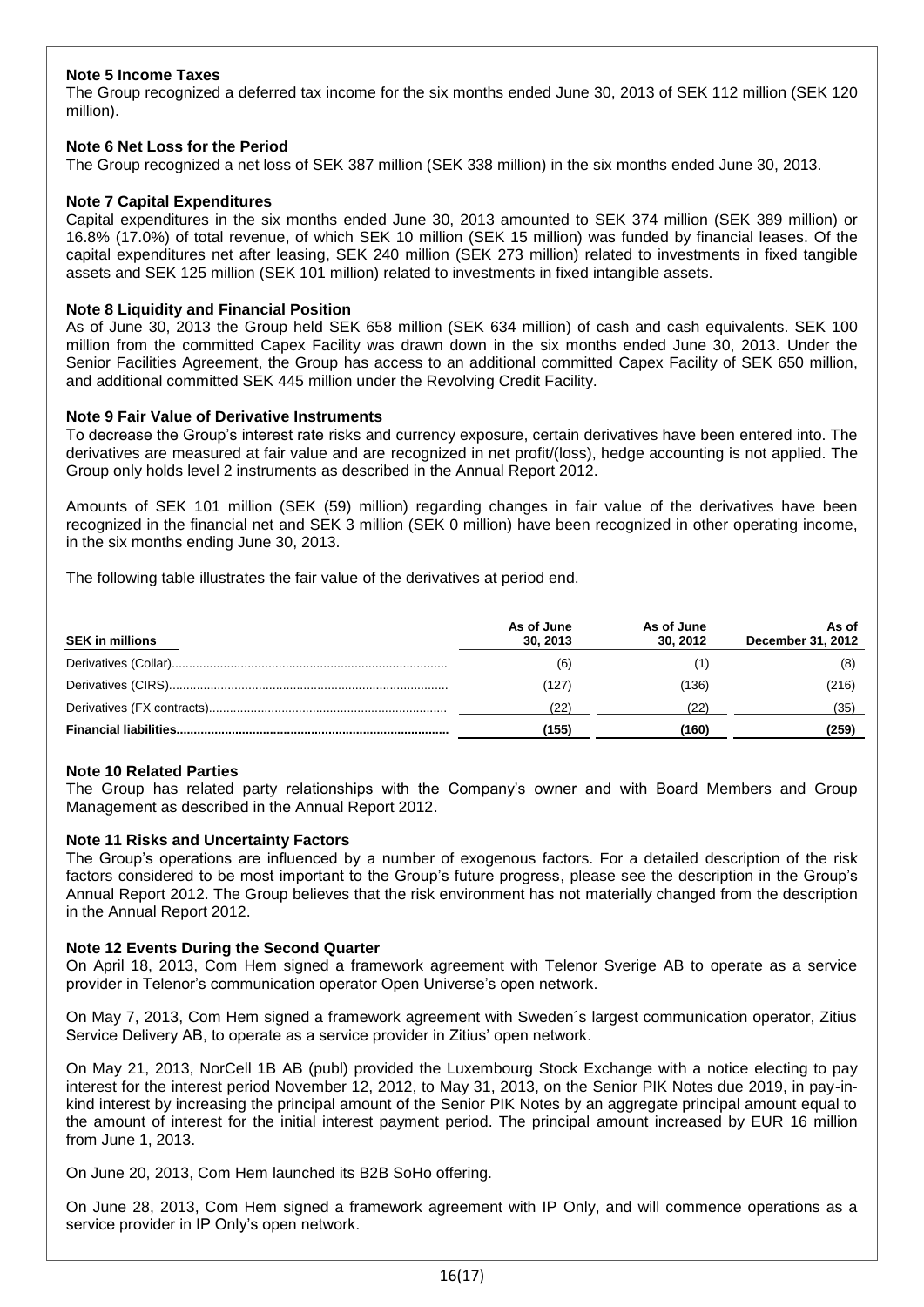### Note 5 Income Taxes

The Group recognized a deferred tax income for the six months ended June 30, 2013 of SEK 112 million (SEK 120 million).

### Note 6 Net Loss for the Period

The Group recognized a net loss of SEK 387 million (SEK 338 million) in the six months ended June 30, 2013.

### Note 7 Capital Expenditures

Capital expenditures in the six months ended June 30, 2013 amounted to SEK 374 million (SEK 389 million) or 16.8% (17.0%) of total revenue, of which SEK 10 million (SEK 15 million) was funded by financial leases. Of the capital expenditures net after leasing, SEK 240 million (SEK 273 million) related to investments in fixed tangible assets and SEK 125 million (SEK 101 million) related to investments in fixed intangible assets.

### Note 8 Liquidity and Financial Position

As of June 30, 2013 the Group held SEK 658 million (SEK 634 million) of cash and cash equivalents. SEK 100 million from the committed Capex Facility was drawn down in the six months ended June 30, 2013. Under the Senior Facilities Agreement, the Group has access to an additional committed Capex Facility of SEK 650 million, and additional committed SEK 445 million under the Revolving Credit Facility.

### Note 9 Fair Value of Derivative Instruments

To decrease the Group's interest rate risks and currency exposure, certain derivatives have been entered into. The derivatives are measured at fair value and are recognized in net profit/(loss), hedge accounting is not applied. The Group only holds level 2 instruments as described in the Annual Report 2012.

Amounts of SEK 101 million (SEK (59) million) regarding changes in fair value of the derivatives have been recognized in the financial net and SEK 3 million (SEK 0 million) have been recognized in other operating income, in the six months ending June 30, 2013.

The following table illustrates the fair value of the derivatives at period end.

| SEK in millions | As of June 30, 2013 | As of June 30, 2012 | As of December 31, 2012 |
|---|---|---|---|
| Derivatives (Collar) | (6) | (1) | (8) |
| Derivatives (CIRS) | (127) | (136) | (216) |
| Derivatives (FX contracts) | (22) | (22) | (35) |
| **Financial liabilities** | **(155)** | **(160)** | **(259)** |

### Note 10 Related Parties

The Group has related party relationships with the Company's owner and with Board Members and Group Management as described in the Annual Report 2012.

### Note 11 Risks and Uncertainty Factors

The Group's operations are influenced by a number of exogenous factors. For a detailed description of the risk factors considered to be most important to the Group's future progress, please see the description in the Group's Annual Report 2012. The Group believes that the risk environment has not materially changed from the description in the Annual Report 2012.

### Note 12 Events During the Second Quarter

On April 18, 2013, Com Hem signed a framework agreement with Telenor Sverige AB to operate as a service provider in Telenor's communication operator Open Universe's open network.

On May 7, 2013, Com Hem signed a framework agreement with Sweden´s largest communication operator, Zitius Service Delivery AB, to operate as a service provider in Zitius' open network.

On May 21, 2013, NorCell 1B AB (publ) provided the Luxembourg Stock Exchange with a notice electing to pay interest for the interest period November 12, 2012, to May 31, 2013, on the Senior PIK Notes due 2019, in pay-in-kind interest by increasing the principal amount of the Senior PIK Notes by an aggregate principal amount equal to the amount of interest for the initial interest payment period. The principal amount increased by EUR 16 million from June 1, 2013.

On June 20, 2013, Com Hem launched its B2B SoHo offering.

On June 28, 2013, Com Hem signed a framework agreement with IP Only, and will commence operations as a service provider in IP Only's open network.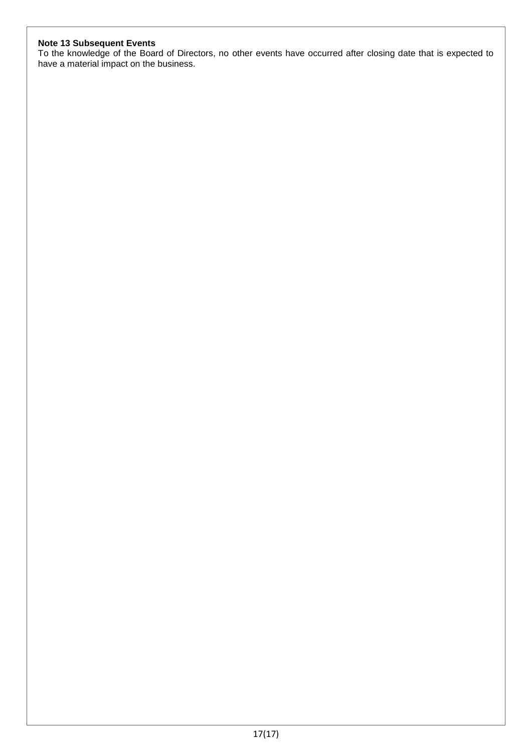**Note 13 Subsequent Events**

To the knowledge of the Board of Directors, no other events have occurred after closing date that is expected to have a material impact on the business.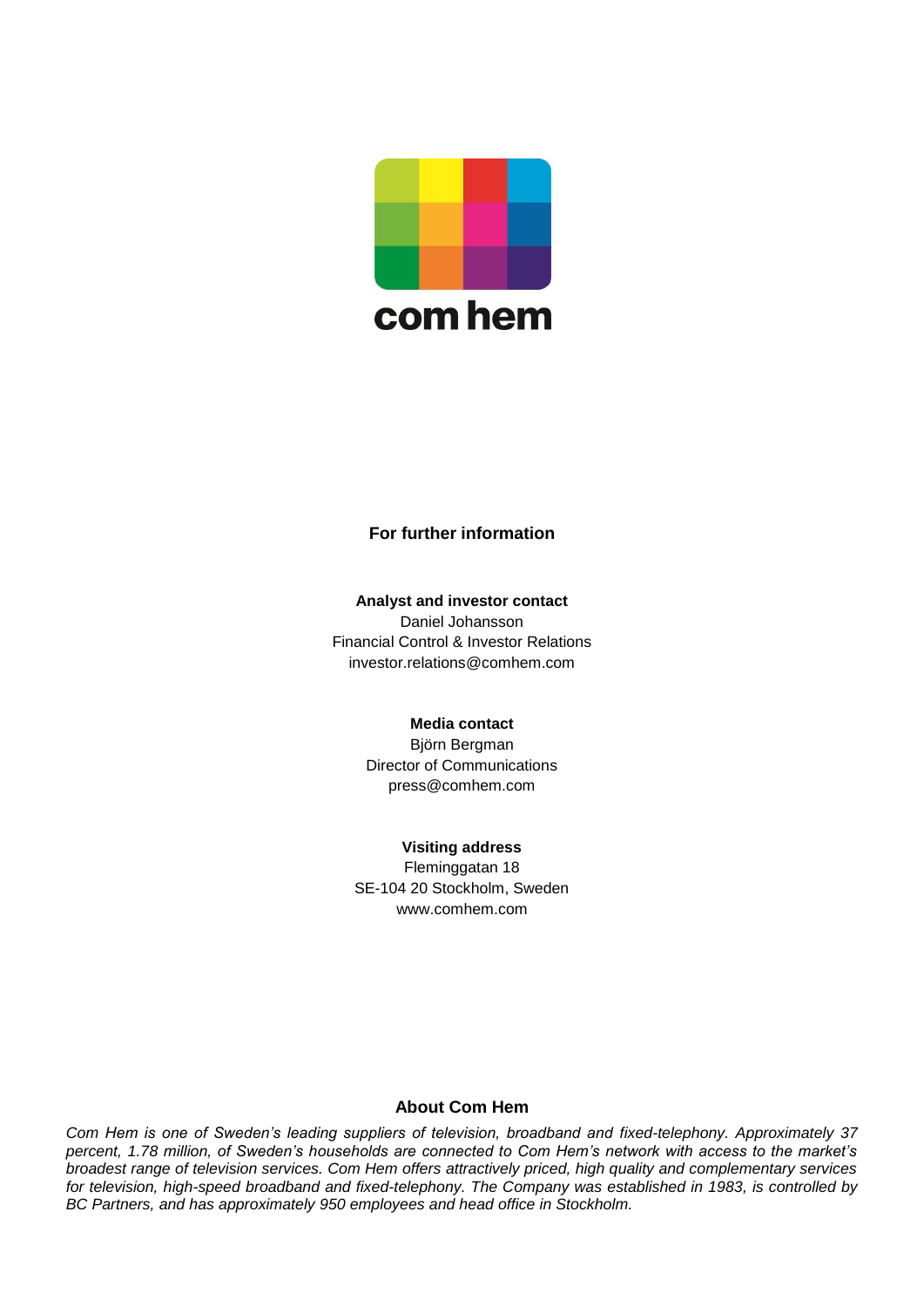com hem

## For further information

**Analyst and investor contact**
Daniel Johansson
Financial Control & Investor Relations
investor.relations@comhem.com

**Media contact**
Björn Bergman
Director of Communications
press@comhem.com

**Visiting address**
Fleminggatan 18
SE-104 20 Stockholm, Sweden
www.comhem.com

## About Com Hem

*Com Hem is one of Sweden's leading suppliers of television, broadband and fixed-telephony. Approximately 37 percent, 1.78 million, of Sweden's households are connected to Com Hem's network with access to the market's broadest range of television services. Com Hem offers attractively priced, high quality and complementary services for television, high-speed broadband and fixed-telephony. The Company was established in 1983, is controlled by BC Partners, and has approximately 950 employees and head office in Stockholm.*